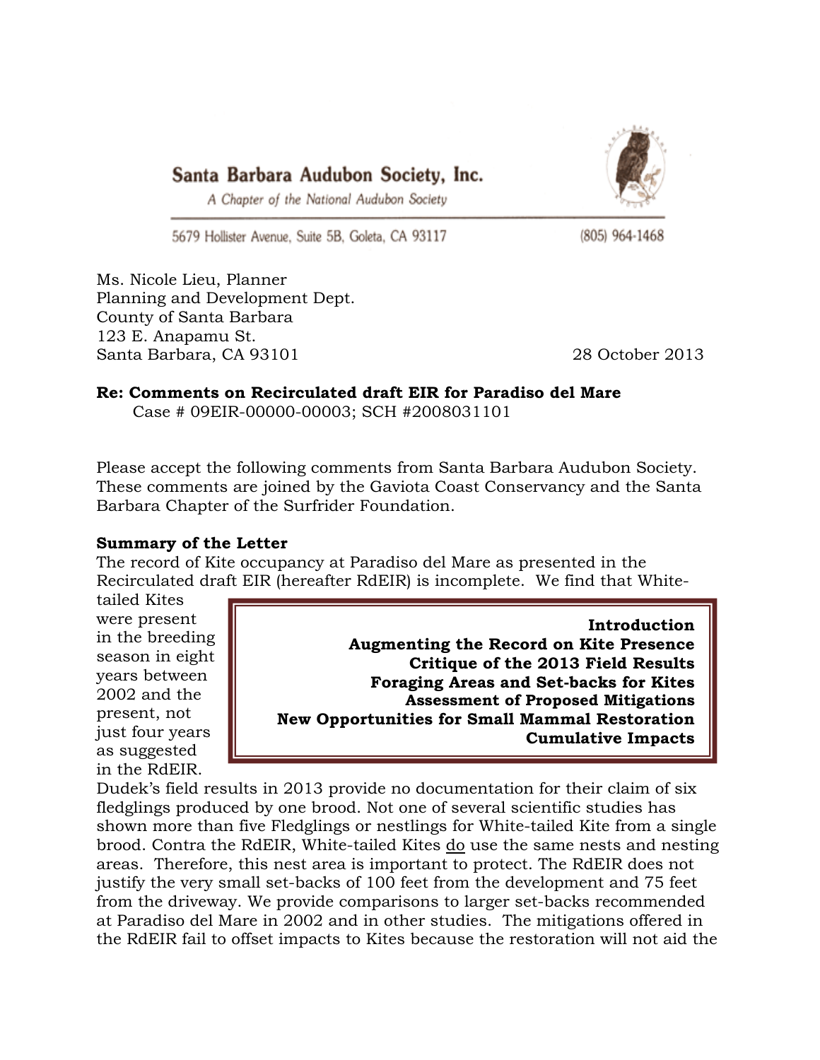**Santa Barbara Audubon Society, Inc.**

*A Chapter of the National Audubon Society*

5679 Hollister Avenue, Suite 5B, Goleta, CA 93117 (805) 964-1468

Ms. Nicole Lieu, Planner
Planning and Development Dept.
County of Santa Barbara
123 E. Anapamu St.
Santa Barbara, CA 93101

28 October 2013

**Re: Comments on Recirculated draft EIR for Paradiso del Mare**
Case # 09EIR-00000-00003; SCH #2008031101

Please accept the following comments from Santa Barbara Audubon Society. These comments are joined by the Gaviota Coast Conservancy and the Santa Barbara Chapter of the Surfrider Foundation.

**Summary of the Letter**

> **Introduction**
> **Augmenting the Record on Kite Presence**
> **Critique of the 2013 Field Results**
> **Foraging Areas and Set-backs for Kites**
> **Assessment of Proposed Mitigations**
> **New Opportunities for Small Mammal Restoration**
> **Cumulative Impacts**

The record of Kite occupancy at Paradiso del Mare as presented in the Recirculated draft EIR (hereafter RdEIR) is incomplete. We find that White-tailed Kites were present in the breeding season in eight years between 2002 and the present, not just four years as suggested in the RdEIR. Dudek's field results in 2013 provide no documentation for their claim of six fledglings produced by one brood. Not one of several scientific studies has shown more than five Fledglings or nestlings for White-tailed Kite from a single brood. Contra the RdEIR, White-tailed Kites do use the same nests and nesting areas. Therefore, this nest area is important to protect. The RdEIR does not justify the very small set-backs of 100 feet from the development and 75 feet from the driveway. We provide comparisons to larger set-backs recommended at Paradiso del Mare in 2002 and in other studies. The mitigations offered in the RdEIR fail to offset impacts to Kites because the restoration will not aid the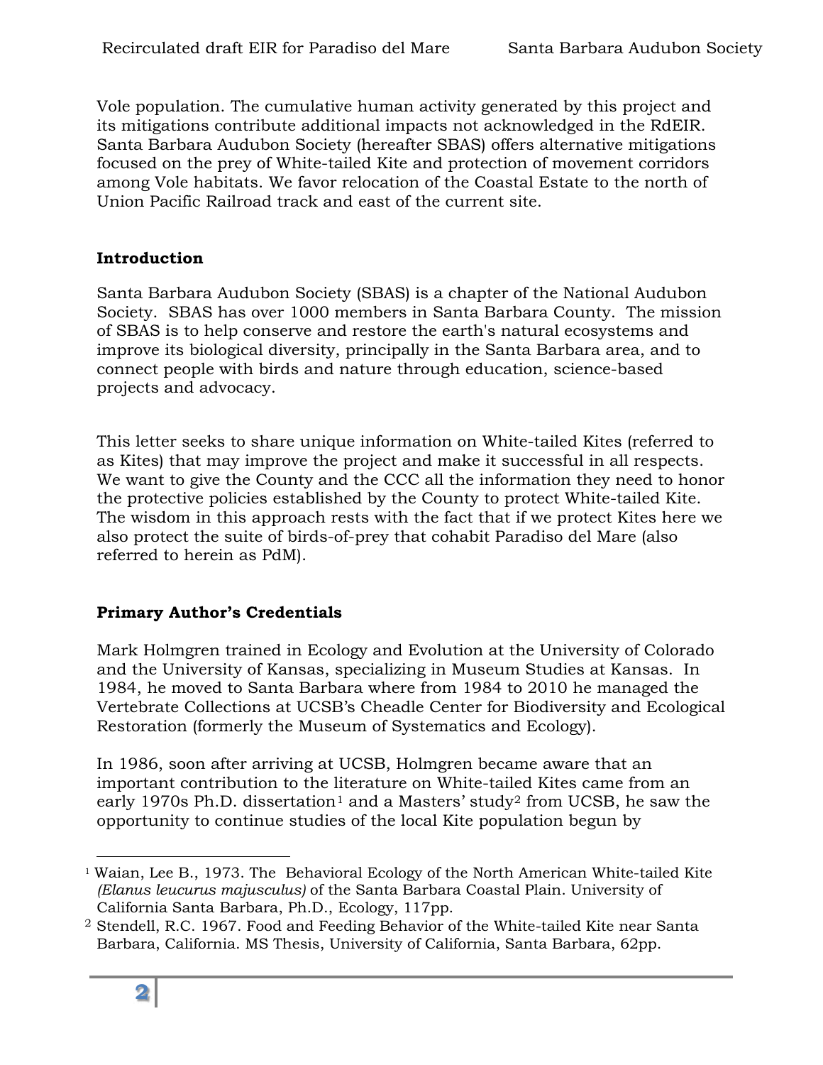Vole population. The cumulative human activity generated by this project and its mitigations contribute additional impacts not acknowledged in the RdEIR. Santa Barbara Audubon Society (hereafter SBAS) offers alternative mitigations focused on the prey of White-tailed Kite and protection of movement corridors among Vole habitats. We favor relocation of the Coastal Estate to the north of Union Pacific Railroad track and east of the current site.

**Introduction**

Santa Barbara Audubon Society (SBAS) is a chapter of the National Audubon Society. SBAS has over 1000 members in Santa Barbara County. The mission of SBAS is to help conserve and restore the earth's natural ecosystems and improve its biological diversity, principally in the Santa Barbara area, and to connect people with birds and nature through education, science-based projects and advocacy.

This letter seeks to share unique information on White-tailed Kites (referred to as Kites) that may improve the project and make it successful in all respects. We want to give the County and the CCC all the information they need to honor the protective policies established by the County to protect White-tailed Kite. The wisdom in this approach rests with the fact that if we protect Kites here we also protect the suite of birds-of-prey that cohabit Paradiso del Mare (also referred to herein as PdM).

**Primary Author's Credentials**

Mark Holmgren trained in Ecology and Evolution at the University of Colorado and the University of Kansas, specializing in Museum Studies at Kansas. In 1984, he moved to Santa Barbara where from 1984 to 2010 he managed the Vertebrate Collections at UCSB's Cheadle Center for Biodiversity and Ecological Restoration (formerly the Museum of Systematics and Ecology).

In 1986, soon after arriving at UCSB, Holmgren became aware that an important contribution to the literature on White-tailed Kites came from an early 1970s Ph.D. dissertation[1] and a Masters' study[2] from UCSB, he saw the opportunity to continue studies of the local Kite population begun by

[1] Waian, Lee B., 1973. The Behavioral Ecology of the North American White-tailed Kite *(Elanus leucurus majusculus)* of the Santa Barbara Coastal Plain. University of California Santa Barbara, Ph.D., Ecology, 117pp.

[2] Stendell, R.C. 1967. Food and Feeding Behavior of the White-tailed Kite near Santa Barbara, California. MS Thesis, University of California, Santa Barbara, 62pp.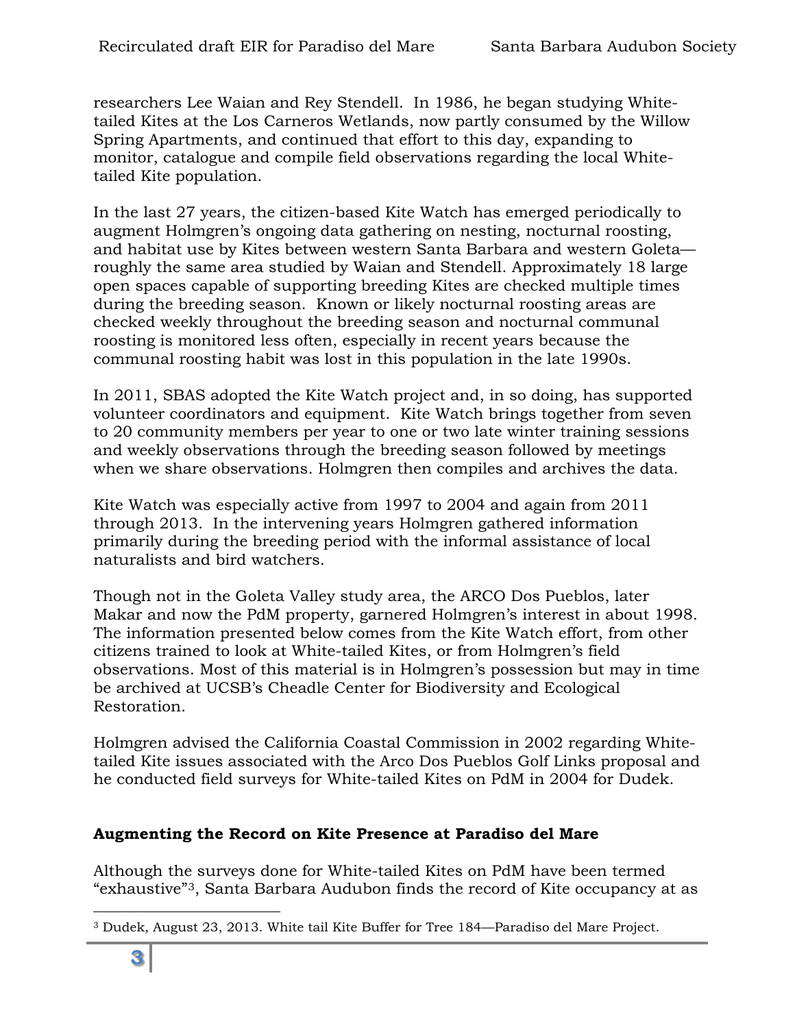researchers Lee Waian and Rey Stendell. In 1986, he began studying White-tailed Kites at the Los Carneros Wetlands, now partly consumed by the Willow Spring Apartments, and continued that effort to this day, expanding to monitor, catalogue and compile field observations regarding the local White-tailed Kite population.

In the last 27 years, the citizen-based Kite Watch has emerged periodically to augment Holmgren's ongoing data gathering on nesting, nocturnal roosting, and habitat use by Kites between western Santa Barbara and western Goleta—roughly the same area studied by Waian and Stendell. Approximately 18 large open spaces capable of supporting breeding Kites are checked multiple times during the breeding season. Known or likely nocturnal roosting areas are checked weekly throughout the breeding season and nocturnal communal roosting is monitored less often, especially in recent years because the communal roosting habit was lost in this population in the late 1990s.

In 2011, SBAS adopted the Kite Watch project and, in so doing, has supported volunteer coordinators and equipment. Kite Watch brings together from seven to 20 community members per year to one or two late winter training sessions and weekly observations through the breeding season followed by meetings when we share observations. Holmgren then compiles and archives the data.

Kite Watch was especially active from 1997 to 2004 and again from 2011 through 2013. In the intervening years Holmgren gathered information primarily during the breeding period with the informal assistance of local naturalists and bird watchers.

Though not in the Goleta Valley study area, the ARCO Dos Pueblos, later Makar and now the PdM property, garnered Holmgren's interest in about 1998. The information presented below comes from the Kite Watch effort, from other citizens trained to look at White-tailed Kites, or from Holmgren's field observations. Most of this material is in Holmgren's possession but may in time be archived at UCSB's Cheadle Center for Biodiversity and Ecological Restoration.

Holmgren advised the California Coastal Commission in 2002 regarding White-tailed Kite issues associated with the Arco Dos Pueblos Golf Links proposal and he conducted field surveys for White-tailed Kites on PdM in 2004 for Dudek.

## Augmenting the Record on Kite Presence at Paradiso del Mare

Although the surveys done for White-tailed Kites on PdM have been termed "exhaustive"[3], Santa Barbara Audubon finds the record of Kite occupancy at as

[3] Dudek, August 23, 2013. White tail Kite Buffer for Tree 184—Paradiso del Mare Project.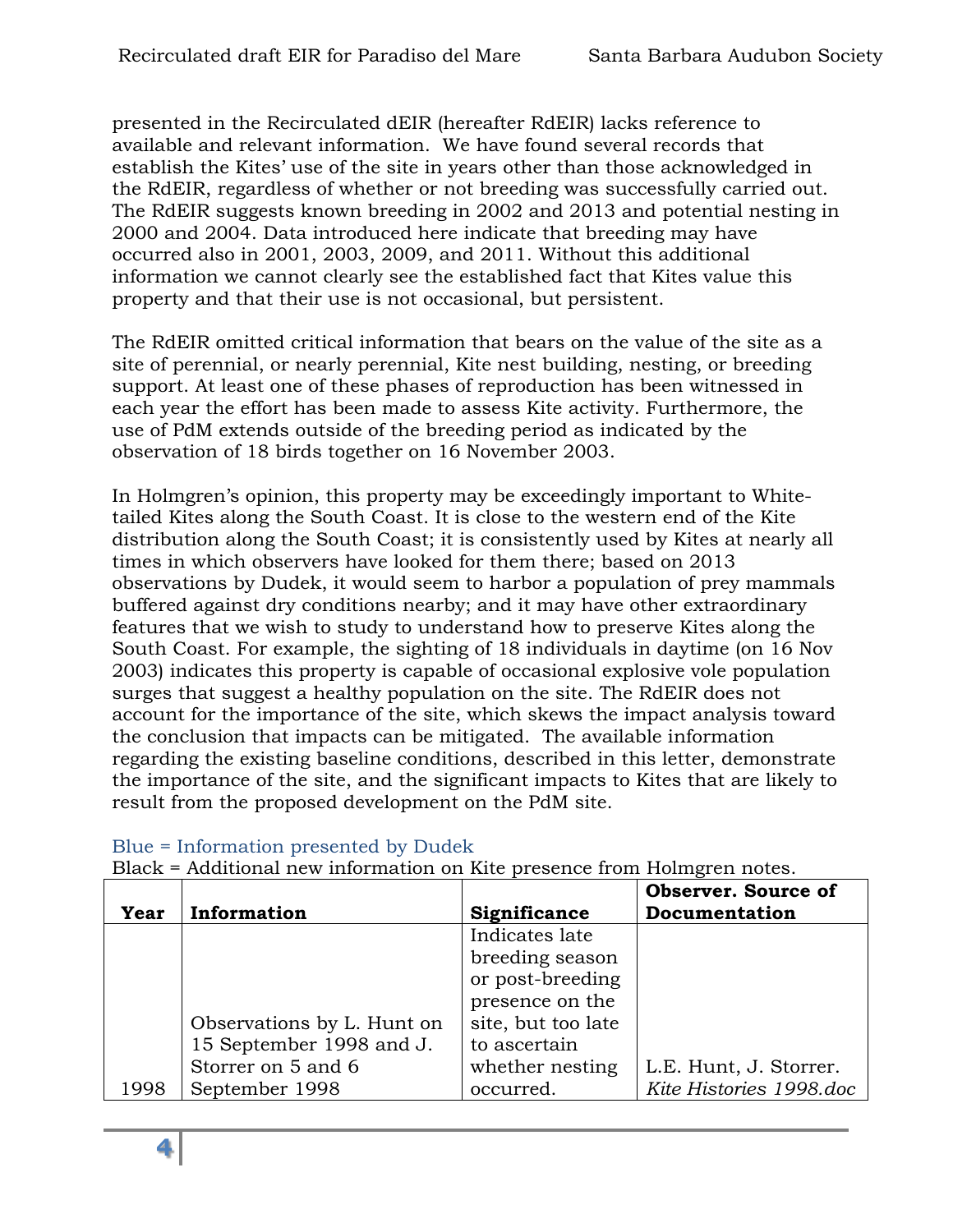presented in the Recirculated dEIR (hereafter RdEIR) lacks reference to available and relevant information. We have found several records that establish the Kites' use of the site in years other than those acknowledged in the RdEIR, regardless of whether or not breeding was successfully carried out. The RdEIR suggests known breeding in 2002 and 2013 and potential nesting in 2000 and 2004. Data introduced here indicate that breeding may have occurred also in 2001, 2003, 2009, and 2011. Without this additional information we cannot clearly see the established fact that Kites value this property and that their use is not occasional, but persistent.

The RdEIR omitted critical information that bears on the value of the site as a site of perennial, or nearly perennial, Kite nest building, nesting, or breeding support. At least one of these phases of reproduction has been witnessed in each year the effort has been made to assess Kite activity. Furthermore, the use of PdM extends outside of the breeding period as indicated by the observation of 18 birds together on 16 November 2003.

In Holmgren's opinion, this property may be exceedingly important to White-tailed Kites along the South Coast. It is close to the western end of the Kite distribution along the South Coast; it is consistently used by Kites at nearly all times in which observers have looked for them there; based on 2013 observations by Dudek, it would seem to harbor a population of prey mammals buffered against dry conditions nearby; and it may have other extraordinary features that we wish to study to understand how to preserve Kites along the South Coast. For example, the sighting of 18 individuals in daytime (on 16 Nov 2003) indicates this property is capable of occasional explosive vole population surges that suggest a healthy population on the site. The RdEIR does not account for the importance of the site, which skews the impact analysis toward the conclusion that impacts can be mitigated. The available information regarding the existing baseline conditions, described in this letter, demonstrate the importance of the site, and the significant impacts to Kites that are likely to result from the proposed development on the PdM site.

Blue = Information presented by Dudek
Black = Additional new information on Kite presence from Holmgren notes.

| Year | Information | Significance | Observer. Source of Documentation |
|---|---|---|---|
| 1998 | Observations by L. Hunt on 15 September 1998 and J. Storrer on 5 and 6 September 1998 | Indicates late breeding season or post-breeding presence on the site, but too late to ascertain whether nesting occurred. | L.E. Hunt, J. Storrer. *Kite Histories 1998.doc* |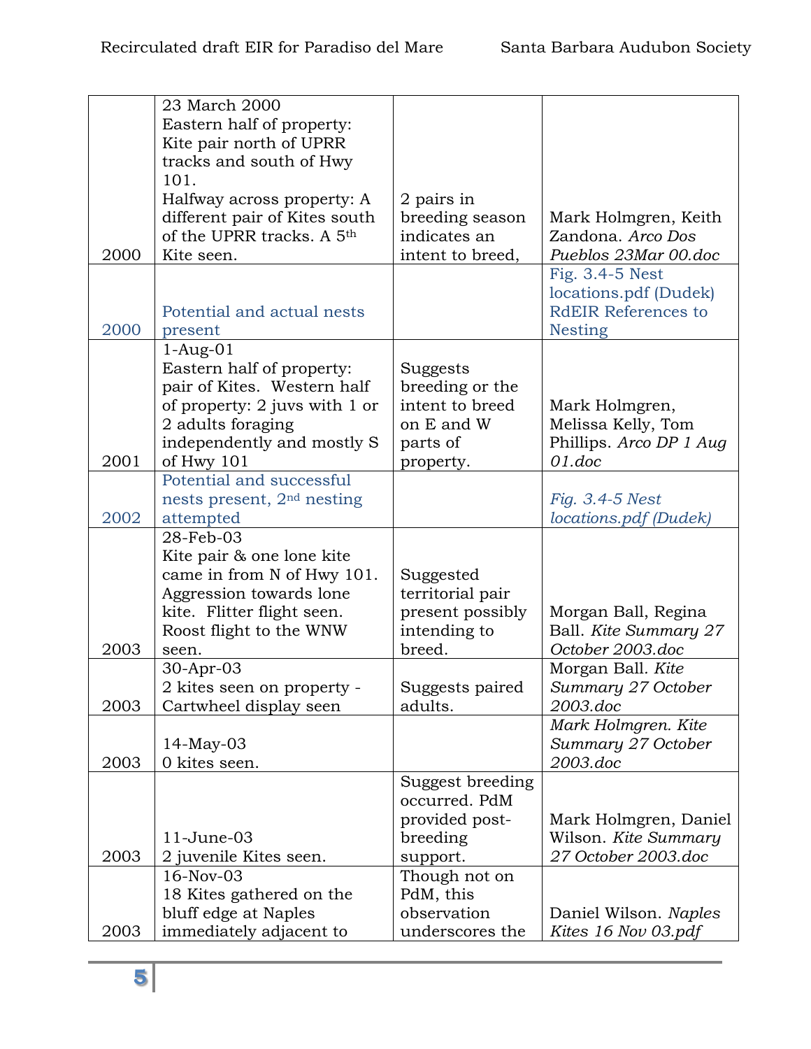| | | | |
|---|---|---|---|
| 2000 | 23 March 2000 Eastern half of property: Kite pair north of UPRR tracks and south of Hwy 101. Halfway across property: A different pair of Kites south of the UPRR tracks. A 5th Kite seen. | 2 pairs in breeding season indicates an intent to breed, | Mark Holmgren, Keith Zandona. *Arco Dos Pueblos 23Mar 00.doc* |
| 2000 | Potential and actual nests present | | Fig. 3.4-5 Nest locations.pdf (Dudek) RdEIR References to Nesting |
| 2001 | 1-Aug-01 Eastern half of property: pair of Kites. Western half of property: 2 juvs with 1 or 2 adults foraging independently and mostly S of Hwy 101 | Suggests breeding or the intent to breed on E and W parts of property. | Mark Holmgren, Melissa Kelly, Tom Phillips. *Arco DP 1 Aug 01.doc* |
| 2002 | Potential and successful nests present, 2nd nesting attempted | | *Fig. 3.4-5 Nest locations.pdf (Dudek)* |
| 2003 | 28-Feb-03 Kite pair & one lone kite came in from N of Hwy 101. Aggression towards lone kite. Flitter flight seen. Roost flight to the WNW seen. | Suggested territorial pair present possibly intending to breed. | Morgan Ball, Regina Ball. *Kite Summary 27 October 2003.doc* |
| 2003 | 30-Apr-03 2 kites seen on property - Cartwheel display seen | Suggests paired adults. | Morgan Ball. *Kite Summary 27 October 2003.doc* |
| 2003 | 14-May-03 0 kites seen. | | *Mark Holmgren. Kite Summary 27 October 2003.doc* |
| 2003 | 11-June-03 2 juvenile Kites seen. | Suggest breeding occurred. PdM provided post-breeding support. | Mark Holmgren, Daniel Wilson. *Kite Summary 27 October 2003.doc* |
| 2003 | 16-Nov-03 18 Kites gathered on the bluff edge at Naples immediately adjacent to | Though not on PdM, this observation underscores the | Daniel Wilson. *Naples Kites 16 Nov 03.pdf* |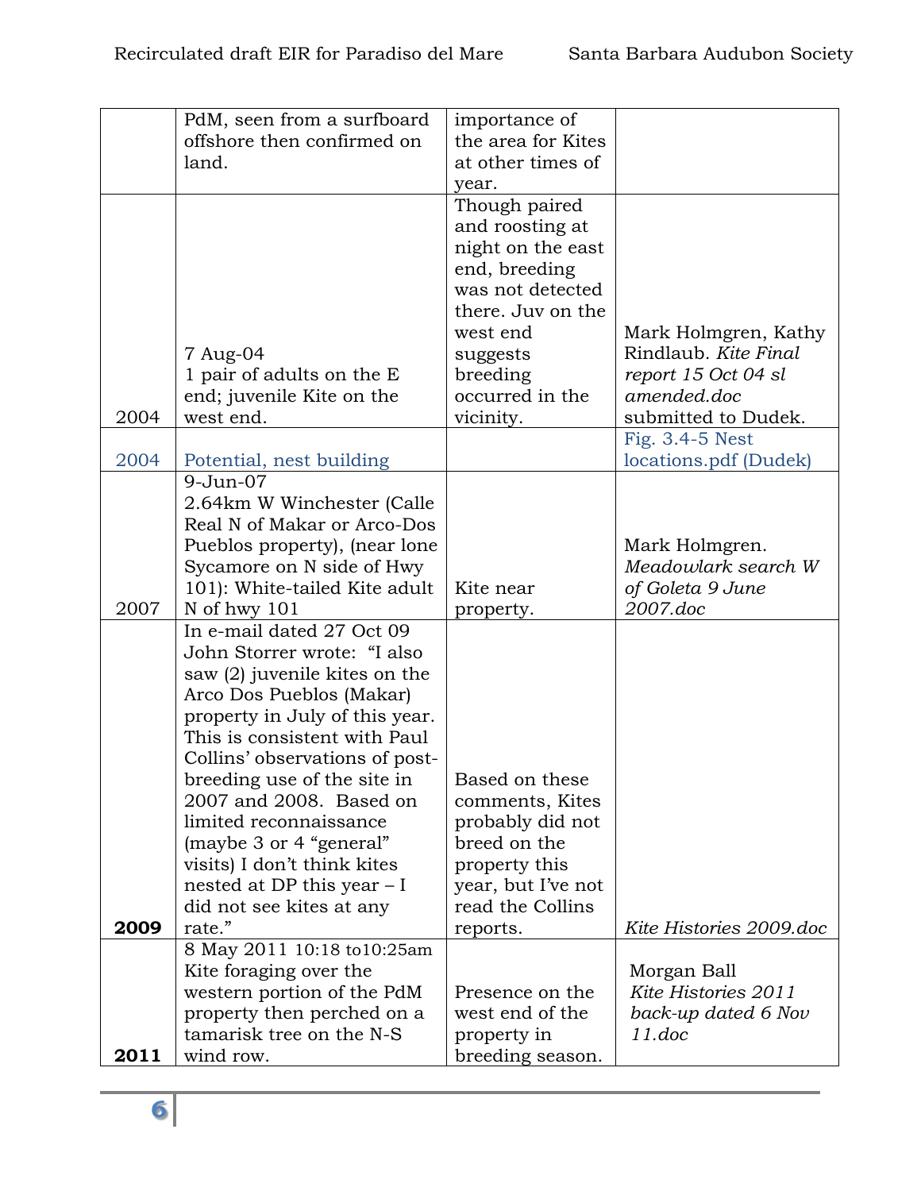| | | | |
|---|---|---|---|
| | PdM, seen from a surfboard offshore then confirmed on land. | importance of the area for Kites at other times of year. | |
| 2004 | 7 Aug-04<br>1 pair of adults on the E end; juvenile Kite on the west end. | Though paired and roosting at night on the east end, breeding was not detected there. Juv on the west end suggests breeding occurred in the vicinity. | Mark Holmgren, Kathy Rindlaub. *Kite Final report 15 Oct 04 sl amended.doc* submitted to Dudek. |
| 2004 | Potential, nest building | | Fig. 3.4-5 Nest locations.pdf (Dudek) |
| 2007 | 9-Jun-07<br>2.64km W Winchester (Calle Real N of Makar or Arco-Dos Pueblos property), (near lone Sycamore on N side of Hwy 101): White-tailed Kite adult N of hwy 101 | Kite near property. | Mark Holmgren. *Meadowlark search W of Goleta 9 June 2007.doc* |
| **2009** | In e-mail dated 27 Oct 09 John Storrer wrote: "I also saw (2) juvenile kites on the Arco Dos Pueblos (Makar) property in July of this year. This is consistent with Paul Collins' observations of post-breeding use of the site in 2007 and 2008. Based on limited reconnaissance (maybe 3 or 4 "general" visits) I don't think kites nested at DP this year – I did not see kites at any rate." | Based on these comments, Kites probably did not breed on the property this year, but I've not read the Collins reports. | *Kite Histories 2009.doc* |
| **2011** | 8 May 2011 10:18 to10:25am<br>Kite foraging over the western portion of the PdM property then perched on a tamarisk tree on the N-S wind row. | Presence on the west end of the property in breeding season. | Morgan Ball *Kite Histories 2011 back-up dated 6 Nov 11.doc* |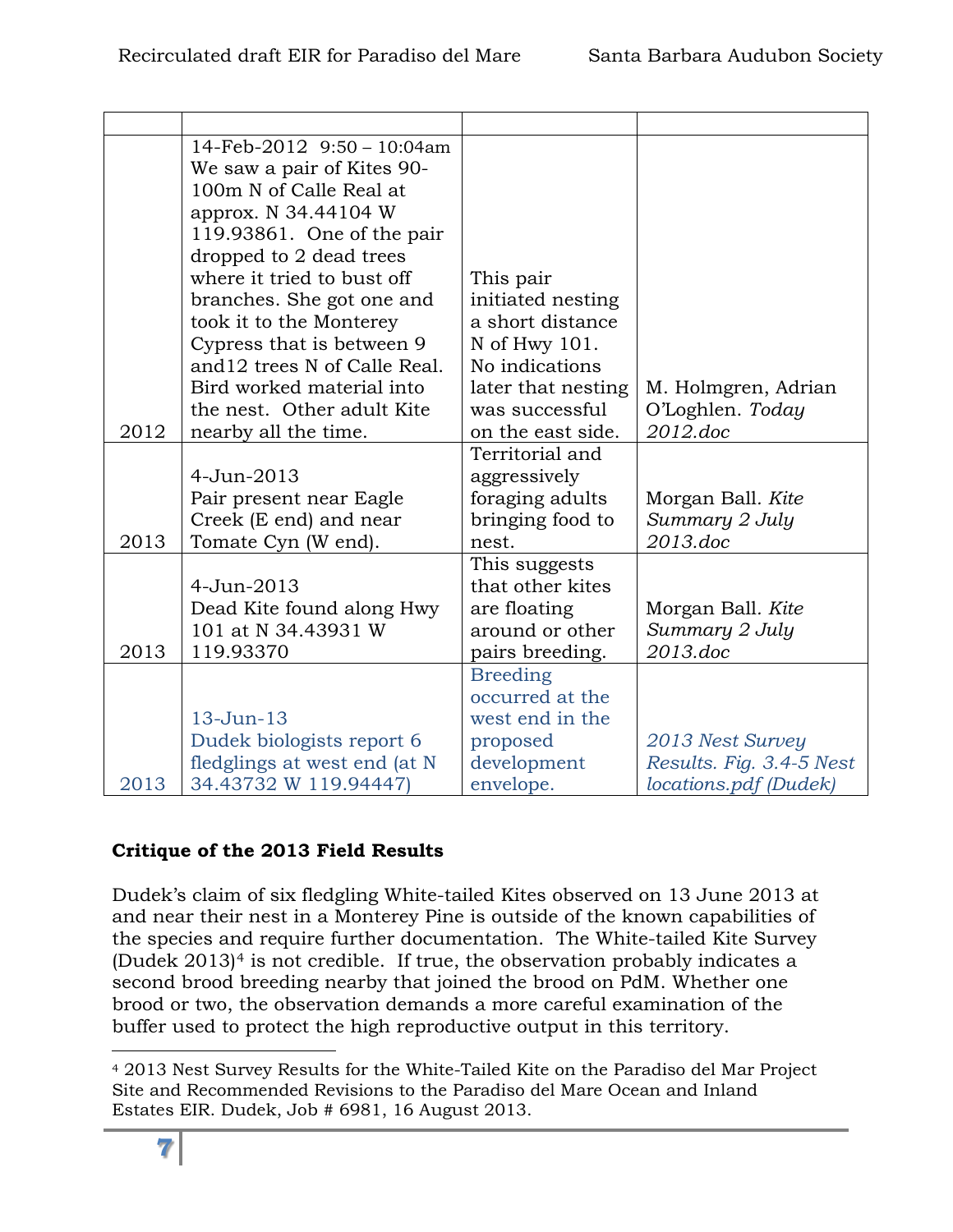| | | | |
|---|---|---|---|
| 2012 | 14-Feb-2012 9:50 – 10:04am We saw a pair of Kites 90-100m N of Calle Real at approx. N 34.44104 W 119.93861. One of the pair dropped to 2 dead trees where it tried to bust off branches. She got one and took it to the Monterey Cypress that is between 9 and12 trees N of Calle Real. Bird worked material into the nest. Other adult Kite nearby all the time. | This pair initiated nesting a short distance N of Hwy 101. No indications later that nesting was successful on the east side. | M. Holmgren, Adrian O'Loghlen. *Today 2012.doc* |
| 2013 | 4-Jun-2013 Pair present near Eagle Creek (E end) and near Tomate Cyn (W end). | Territorial and aggressively foraging adults bringing food to nest. | Morgan Ball. *Kite Summary 2 July 2013.doc* |
| 2013 | 4-Jun-2013 Dead Kite found along Hwy 101 at N 34.43931 W 119.93370 | This suggests that other kites are floating around or other pairs breeding. | Morgan Ball. *Kite Summary 2 July 2013.doc* |
| 2013 | 13-Jun-13 Dudek biologists report 6 fledglings at west end (at N 34.43732 W 119.94447) | Breeding occurred at the west end in the proposed development envelope. | *2013 Nest Survey Results. Fig. 3.4-5 Nest locations.pdf (Dudek)* |

**Critique of the 2013 Field Results**

Dudek's claim of six fledgling White-tailed Kites observed on 13 June 2013 at and near their nest in a Monterey Pine is outside of the known capabilities of the species and require further documentation. The White-tailed Kite Survey (Dudek 2013)[4] is not credible. If true, the observation probably indicates a second brood breeding nearby that joined the brood on PdM. Whether one brood or two, the observation demands a more careful examination of the buffer used to protect the high reproductive output in this territory.

[4] 2013 Nest Survey Results for the White-Tailed Kite on the Paradiso del Mar Project Site and Recommended Revisions to the Paradiso del Mare Ocean and Inland Estates EIR. Dudek, Job # 6981, 16 August 2013.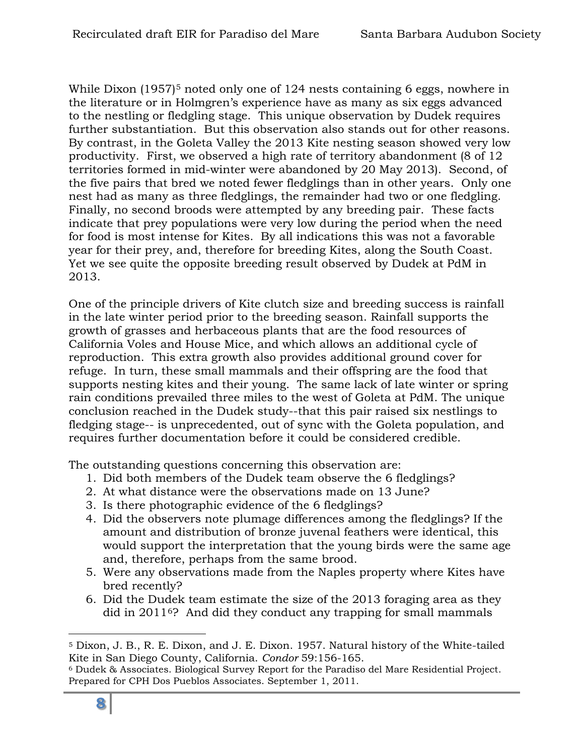While Dixon (1957)[5] noted only one of 124 nests containing 6 eggs, nowhere in the literature or in Holmgren's experience have as many as six eggs advanced to the nestling or fledgling stage. This unique observation by Dudek requires further substantiation. But this observation also stands out for other reasons. By contrast, in the Goleta Valley the 2013 Kite nesting season showed very low productivity. First, we observed a high rate of territory abandonment (8 of 12 territories formed in mid-winter were abandoned by 20 May 2013). Second, of the five pairs that bred we noted fewer fledglings than in other years. Only one nest had as many as three fledglings, the remainder had two or one fledgling. Finally, no second broods were attempted by any breeding pair. These facts indicate that prey populations were very low during the period when the need for food is most intense for Kites. By all indications this was not a favorable year for their prey, and, therefore for breeding Kites, along the South Coast. Yet we see quite the opposite breeding result observed by Dudek at PdM in 2013.

One of the principle drivers of Kite clutch size and breeding success is rainfall in the late winter period prior to the breeding season. Rainfall supports the growth of grasses and herbaceous plants that are the food resources of California Voles and House Mice, and which allows an additional cycle of reproduction. This extra growth also provides additional ground cover for refuge. In turn, these small mammals and their offspring are the food that supports nesting kites and their young. The same lack of late winter or spring rain conditions prevailed three miles to the west of Goleta at PdM. The unique conclusion reached in the Dudek study--that this pair raised six nestlings to fledging stage-- is unprecedented, out of sync with the Goleta population, and requires further documentation before it could be considered credible.

The outstanding questions concerning this observation are:

1. Did both members of the Dudek team observe the 6 fledglings?
2. At what distance were the observations made on 13 June?
3. Is there photographic evidence of the 6 fledglings?
4. Did the observers note plumage differences among the fledglings? If the amount and distribution of bronze juvenal feathers were identical, this would support the interpretation that the young birds were the same age and, therefore, perhaps from the same brood.
5. Were any observations made from the Naples property where Kites have bred recently?
6. Did the Dudek team estimate the size of the 2013 foraging area as they did in 2011[6]? And did they conduct any trapping for small mammals

---

[5] Dixon, J. B., R. E. Dixon, and J. E. Dixon. 1957. Natural history of the White-tailed Kite in San Diego County, California. *Condor* 59:156-165.

[6] Dudek & Associates. Biological Survey Report for the Paradiso del Mare Residential Project. Prepared for CPH Dos Pueblos Associates. September 1, 2011.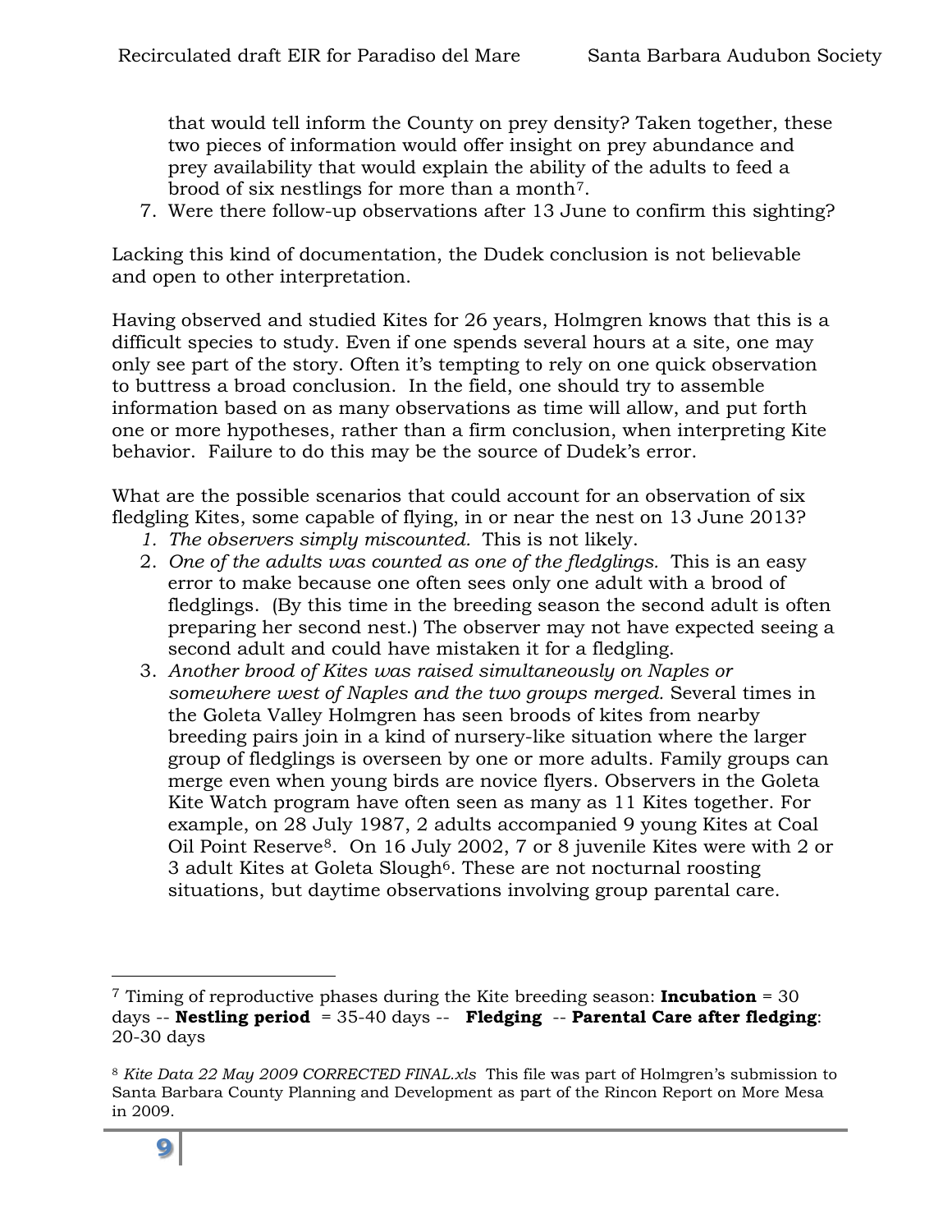that would tell inform the County on prey density? Taken together, these two pieces of information would offer insight on prey abundance and prey availability that would explain the ability of the adults to feed a brood of six nestlings for more than a month[7].

7. Were there follow-up observations after 13 June to confirm this sighting?

Lacking this kind of documentation, the Dudek conclusion is not believable and open to other interpretation.

Having observed and studied Kites for 26 years, Holmgren knows that this is a difficult species to study. Even if one spends several hours at a site, one may only see part of the story. Often it's tempting to rely on one quick observation to buttress a broad conclusion. In the field, one should try to assemble information based on as many observations as time will allow, and put forth one or more hypotheses, rather than a firm conclusion, when interpreting Kite behavior. Failure to do this may be the source of Dudek's error.

What are the possible scenarios that could account for an observation of six fledgling Kites, some capable of flying, in or near the nest on 13 June 2013?

1. *The observers simply miscounted.* This is not likely.
2. *One of the adults was counted as one of the fledglings.* This is an easy error to make because one often sees only one adult with a brood of fledglings. (By this time in the breeding season the second adult is often preparing her second nest.) The observer may not have expected seeing a second adult and could have mistaken it for a fledgling.
3. *Another brood of Kites was raised simultaneously on Naples or somewhere west of Naples and the two groups merged.* Several times in the Goleta Valley Holmgren has seen broods of kites from nearby breeding pairs join in a kind of nursery-like situation where the larger group of fledglings is overseen by one or more adults. Family groups can merge even when young birds are novice flyers. Observers in the Goleta Kite Watch program have often seen as many as 11 Kites together. For example, on 28 July 1987, 2 adults accompanied 9 young Kites at Coal Oil Point Reserve[8]. On 16 July 2002, 7 or 8 juvenile Kites were with 2 or 3 adult Kites at Goleta Slough[6]. These are not nocturnal roosting situations, but daytime observations involving group parental care.

---

[7] Timing of reproductive phases during the Kite breeding season: **Incubation** = 30 days -- **Nestling period** = 35-40 days -- **Fledging** -- **Parental Care after fledging**: 20-30 days

[8] *Kite Data 22 May 2009 CORRECTED FINAL.xls* This file was part of Holmgren's submission to Santa Barbara County Planning and Development as part of the Rincon Report on More Mesa in 2009.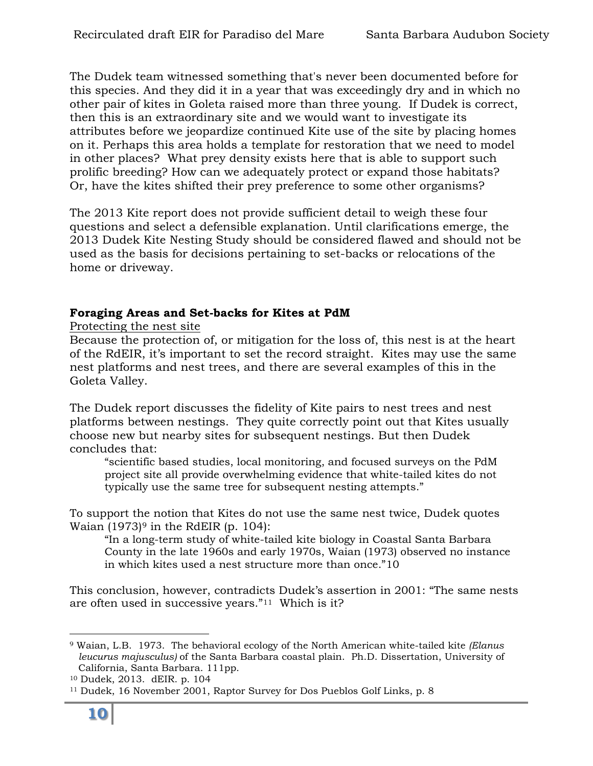The Dudek team witnessed something that's never been documented before for this species. And they did it in a year that was exceedingly dry and in which no other pair of kites in Goleta raised more than three young. If Dudek is correct, then this is an extraordinary site and we would want to investigate its attributes before we jeopardize continued Kite use of the site by placing homes on it. Perhaps this area holds a template for restoration that we need to model in other places? What prey density exists here that is able to support such prolific breeding? How can we adequately protect or expand those habitats? Or, have the kites shifted their prey preference to some other organisms?

The 2013 Kite report does not provide sufficient detail to weigh these four questions and select a defensible explanation. Until clarifications emerge, the 2013 Dudek Kite Nesting Study should be considered flawed and should not be used as the basis for decisions pertaining to set-backs or relocations of the home or driveway.

### Foraging Areas and Set-backs for Kites at PdM

Protecting the nest site

Because the protection of, or mitigation for the loss of, this nest is at the heart of the RdEIR, it's important to set the record straight. Kites may use the same nest platforms and nest trees, and there are several examples of this in the Goleta Valley.

The Dudek report discusses the fidelity of Kite pairs to nest trees and nest platforms between nestings. They quite correctly point out that Kites usually choose new but nearby sites for subsequent nestings. But then Dudek concludes that:

> "scientific based studies, local monitoring, and focused surveys on the PdM project site all provide overwhelming evidence that white-tailed kites do not typically use the same tree for subsequent nesting attempts."

To support the notion that Kites do not use the same nest twice, Dudek quotes Waian (1973)[9] in the RdEIR (p. 104):

> "In a long-term study of white-tailed kite biology in Coastal Santa Barbara County in the late 1960s and early 1970s, Waian (1973) observed no instance in which kites used a nest structure more than once."10

This conclusion, however, contradicts Dudek's assertion in 2001: "The same nests are often used in successive years."[11] Which is it?

---

[9] Waian, L.B. 1973. The behavioral ecology of the North American white-tailed kite *(Elanus leucurus majusculus)* of the Santa Barbara coastal plain. Ph.D. Dissertation, University of California, Santa Barbara. 111pp.

[10] Dudek, 2013. dEIR. p. 104

[11] Dudek, 16 November 2001, Raptor Survey for Dos Pueblos Golf Links, p. 8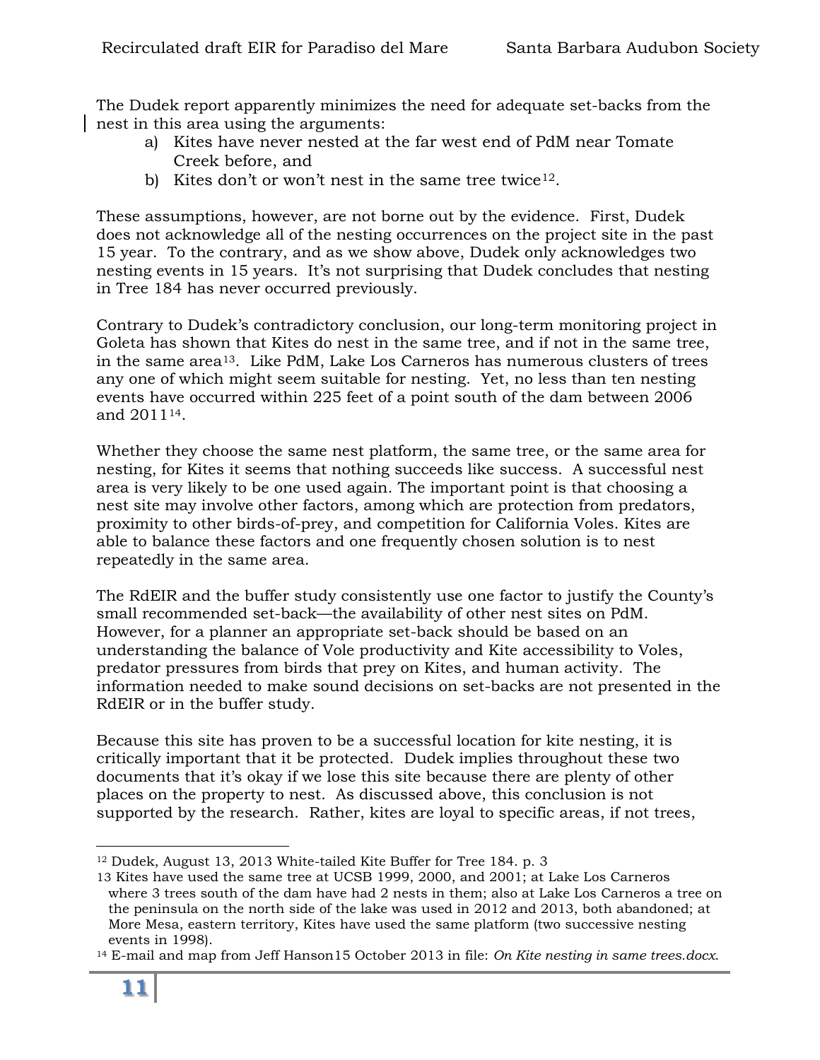The Dudek report apparently minimizes the need for adequate set-backs from the nest in this area using the arguments:

a) Kites have never nested at the far west end of PdM near Tomate Creek before, and
b) Kites don't or won't nest in the same tree twice[12].

These assumptions, however, are not borne out by the evidence. First, Dudek does not acknowledge all of the nesting occurrences on the project site in the past 15 year. To the contrary, and as we show above, Dudek only acknowledges two nesting events in 15 years. It's not surprising that Dudek concludes that nesting in Tree 184 has never occurred previously.

Contrary to Dudek's contradictory conclusion, our long-term monitoring project in Goleta has shown that Kites do nest in the same tree, and if not in the same tree, in the same area[13]. Like PdM, Lake Los Carneros has numerous clusters of trees any one of which might seem suitable for nesting. Yet, no less than ten nesting events have occurred within 225 feet of a point south of the dam between 2006 and 2011[14].

Whether they choose the same nest platform, the same tree, or the same area for nesting, for Kites it seems that nothing succeeds like success. A successful nest area is very likely to be one used again. The important point is that choosing a nest site may involve other factors, among which are protection from predators, proximity to other birds-of-prey, and competition for California Voles. Kites are able to balance these factors and one frequently chosen solution is to nest repeatedly in the same area.

The RdEIR and the buffer study consistently use one factor to justify the County's small recommended set-back—the availability of other nest sites on PdM. However, for a planner an appropriate set-back should be based on an understanding the balance of Vole productivity and Kite accessibility to Voles, predator pressures from birds that prey on Kites, and human activity. The information needed to make sound decisions on set-backs are not presented in the RdEIR or in the buffer study.

Because this site has proven to be a successful location for kite nesting, it is critically important that it be protected. Dudek implies throughout these two documents that it's okay if we lose this site because there are plenty of other places on the property to nest. As discussed above, this conclusion is not supported by the research. Rather, kites are loyal to specific areas, if not trees,

---

[12] Dudek, August 13, 2013 White-tailed Kite Buffer for Tree 184. p. 3

[13] Kites have used the same tree at UCSB 1999, 2000, and 2001; at Lake Los Carneros where 3 trees south of the dam have had 2 nests in them; also at Lake Los Carneros a tree on the peninsula on the north side of the lake was used in 2012 and 2013, both abandoned; at More Mesa, eastern territory, Kites have used the same platform (two successive nesting events in 1998).

[14] E-mail and map from Jeff Hanson15 October 2013 in file: *On Kite nesting in same trees.docx.*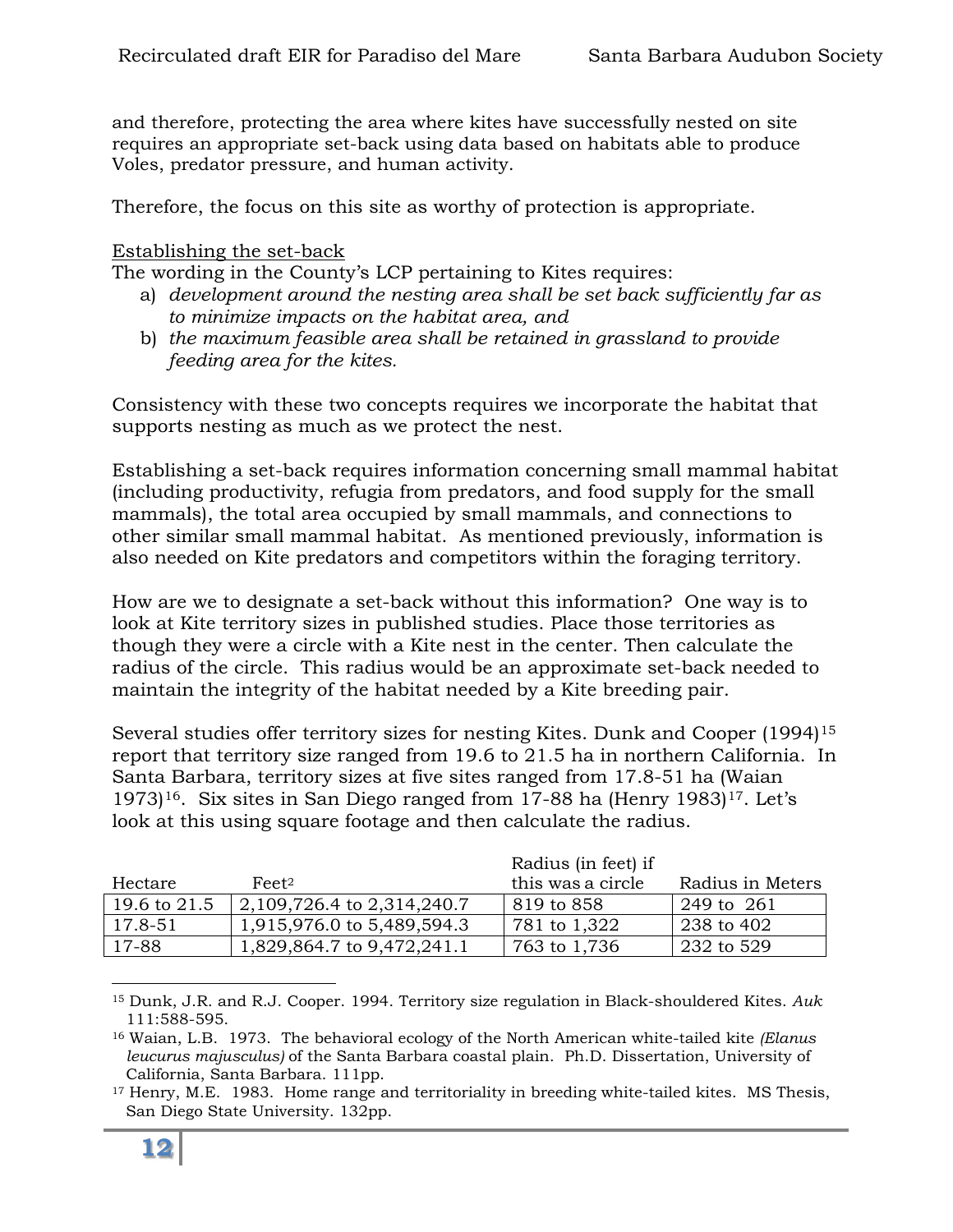and therefore, protecting the area where kites have successfully nested on site requires an appropriate set-back using data based on habitats able to produce Voles, predator pressure, and human activity.

Therefore, the focus on this site as worthy of protection is appropriate.

<u>Establishing the set-back</u>

The wording in the County's LCP pertaining to Kites requires:

a) *development around the nesting area shall be set back sufficiently far as to minimize impacts on the habitat area, and*
b) *the maximum feasible area shall be retained in grassland to provide feeding area for the kites.*

Consistency with these two concepts requires we incorporate the habitat that supports nesting as much as we protect the nest.

Establishing a set-back requires information concerning small mammal habitat (including productivity, refugia from predators, and food supply for the small mammals), the total area occupied by small mammals, and connections to other similar small mammal habitat. As mentioned previously, information is also needed on Kite predators and competitors within the foraging territory.

How are we to designate a set-back without this information? One way is to look at Kite territory sizes in published studies. Place those territories as though they were a circle with a Kite nest in the center. Then calculate the radius of the circle. This radius would be an approximate set-back needed to maintain the integrity of the habitat needed by a Kite breeding pair.

Several studies offer territory sizes for nesting Kites. Dunk and Cooper (1994)[15] report that territory size ranged from 19.6 to 21.5 ha in northern California. In Santa Barbara, territory sizes at five sites ranged from 17.8-51 ha (Waian 1973)[16]. Six sites in San Diego ranged from 17-88 ha (Henry 1983)[17]. Let's look at this using square footage and then calculate the radius.

| Hectare | Feet$^2$ | Radius (in feet) if this was a circle | Radius in Meters |
|---|---|---|---|
| 19.6 to 21.5 | 2,109,726.4 to 2,314,240.7 | 819 to 858 | 249 to 261 |
| 17.8-51 | 1,915,976.0 to 5,489,594.3 | 781 to 1,322 | 238 to 402 |
| 17-88 | 1,829,864.7 to 9,472,241.1 | 763 to 1,736 | 232 to 529 |

---

[15] Dunk, J.R. and R.J. Cooper. 1994. Territory size regulation in Black-shouldered Kites. *Auk* 111:588-595.

[16] Waian, L.B. 1973. The behavioral ecology of the North American white-tailed kite *(Elanus leucurus majusculus)* of the Santa Barbara coastal plain. Ph.D. Dissertation, University of California, Santa Barbara. 111pp.

[17] Henry, M.E. 1983. Home range and territoriality in breeding white-tailed kites. MS Thesis, San Diego State University. 132pp.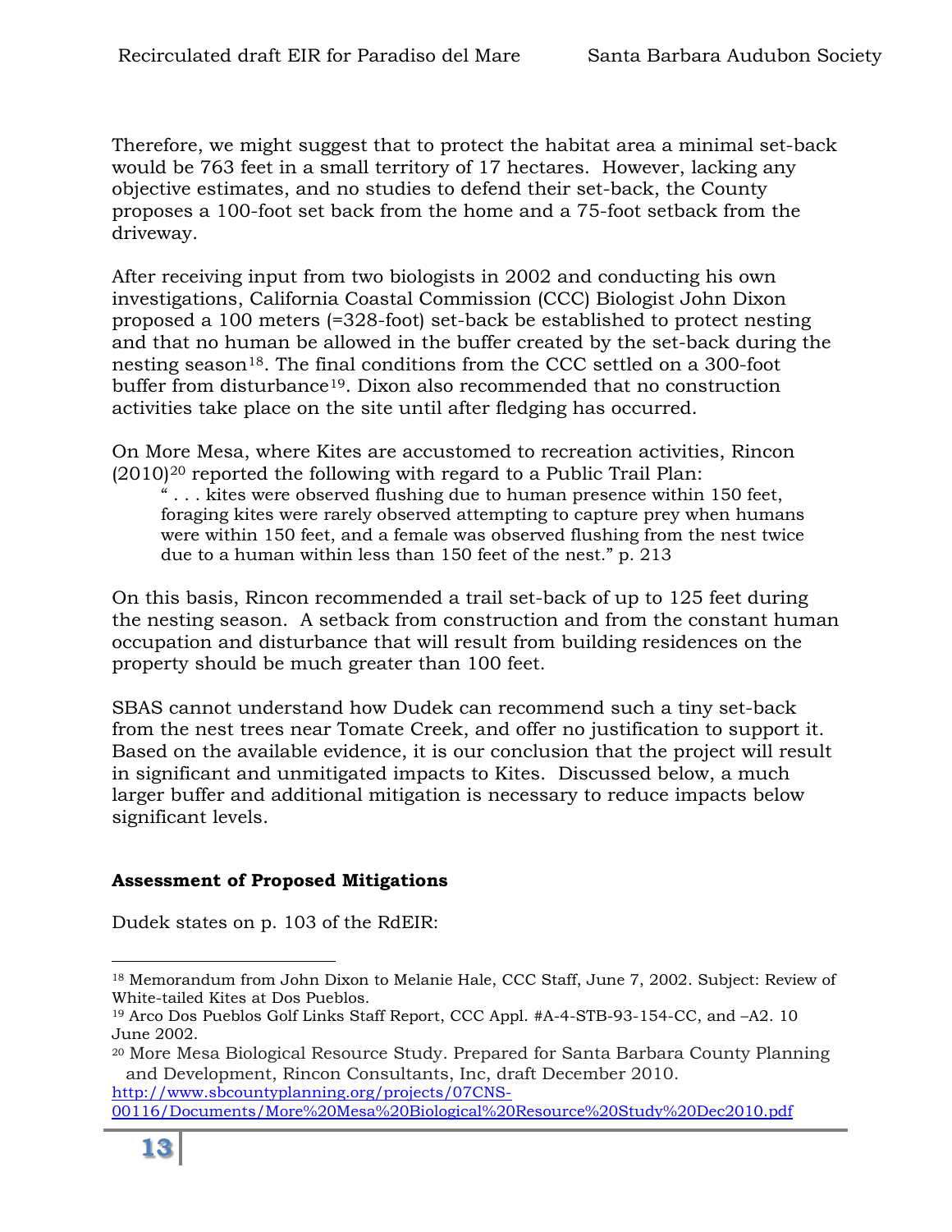Therefore, we might suggest that to protect the habitat area a minimal set-back would be 763 feet in a small territory of 17 hectares. However, lacking any objective estimates, and no studies to defend their set-back, the County proposes a 100-foot set back from the home and a 75-foot setback from the driveway.

After receiving input from two biologists in 2002 and conducting his own investigations, California Coastal Commission (CCC) Biologist John Dixon proposed a 100 meters (=328-foot) set-back be established to protect nesting and that no human be allowed in the buffer created by the set-back during the nesting season[18]. The final conditions from the CCC settled on a 300-foot buffer from disturbance[19]. Dixon also recommended that no construction activities take place on the site until after fledging has occurred.

On More Mesa, where Kites are accustomed to recreation activities, Rincon (2010)[20] reported the following with regard to a Public Trail Plan:

> " . . . kites were observed flushing due to human presence within 150 feet, foraging kites were rarely observed attempting to capture prey when humans were within 150 feet, and a female was observed flushing from the nest twice due to a human within less than 150 feet of the nest." p. 213

On this basis, Rincon recommended a trail set-back of up to 125 feet during the nesting season. A setback from construction and from the constant human occupation and disturbance that will result from building residences on the property should be much greater than 100 feet.

SBAS cannot understand how Dudek can recommend such a tiny set-back from the nest trees near Tomate Creek, and offer no justification to support it. Based on the available evidence, it is our conclusion that the project will result in significant and unmitigated impacts to Kites. Discussed below, a much larger buffer and additional mitigation is necessary to reduce impacts below significant levels.

**Assessment of Proposed Mitigations**

Dudek states on p. 103 of the RdEIR:

---

[18] Memorandum from John Dixon to Melanie Hale, CCC Staff, June 7, 2002. Subject: Review of White-tailed Kites at Dos Pueblos.

[19] Arco Dos Pueblos Golf Links Staff Report, CCC Appl. #A-4-STB-93-154-CC, and –A2. 10 June 2002.

[20] More Mesa Biological Resource Study. Prepared for Santa Barbara County Planning and Development, Rincon Consultants, Inc, draft December 2010. http://www.sbcountyplanning.org/projects/07CNS-00116/Documents/More%20Mesa%20Biological%20Resource%20Study%20Dec2010.pdf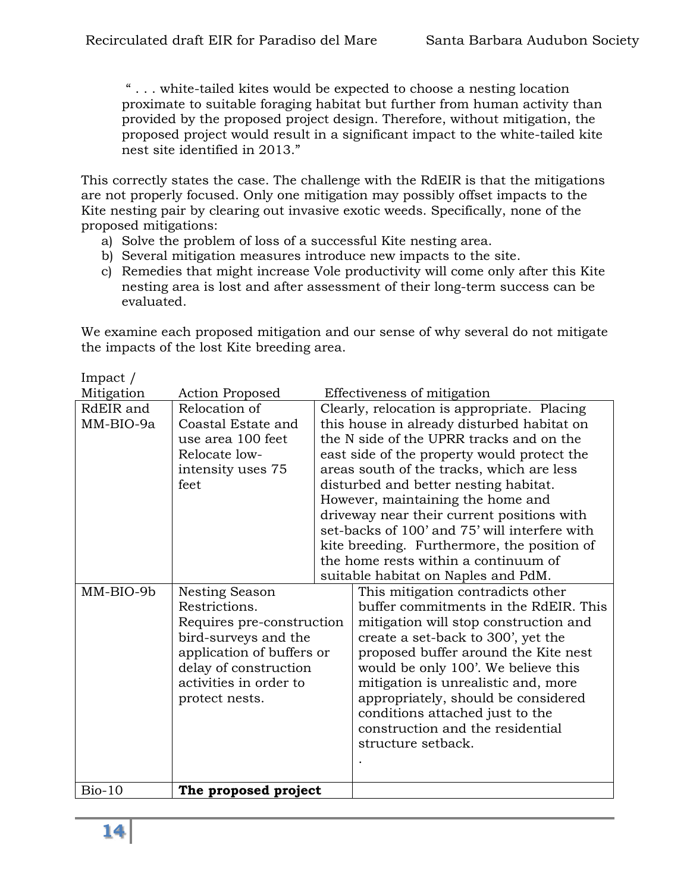" . . . white-tailed kites would be expected to choose a nesting location proximate to suitable foraging habitat but further from human activity than provided by the proposed project design. Therefore, without mitigation, the proposed project would result in a significant impact to the white-tailed kite nest site identified in 2013."

This correctly states the case. The challenge with the RdEIR is that the mitigations are not properly focused. Only one mitigation may possibly offset impacts to the Kite nesting pair by clearing out invasive exotic weeds. Specifically, none of the proposed mitigations:

a) Solve the problem of loss of a successful Kite nesting area.
b) Several mitigation measures introduce new impacts to the site.
c) Remedies that might increase Vole productivity will come only after this Kite nesting area is lost and after assessment of their long-term success can be evaluated.

We examine each proposed mitigation and our sense of why several do not mitigate the impacts of the lost Kite breeding area.

| Impact / Mitigation | Action Proposed | Effectiveness of mitigation |
|---|---|---|
| RdEIR and MM-BIO-9a | Relocation of Coastal Estate and use area 100 feet Relocate low-intensity uses 75 feet | Clearly, relocation is appropriate. Placing this house in already disturbed habitat on the N side of the UPRR tracks and on the east side of the property would protect the areas south of the tracks, which are less disturbed and better nesting habitat. However, maintaining the home and driveway near their current positions with set-backs of 100' and 75' will interfere with kite breeding. Furthermore, the position of the home rests within a continuum of suitable habitat on Naples and PdM. |
| MM-BIO-9b | Nesting Season Restrictions. Requires pre-construction bird-surveys and the application of buffers or delay of construction activities in order to protect nests. | This mitigation contradicts other buffer commitments in the RdEIR. This mitigation will stop construction and create a set-back to 300', yet the proposed buffer around the Kite nest would be only 100'. We believe this mitigation is unrealistic and, more appropriately, should be considered conditions attached just to the construction and the residential structure setback. . |
| Bio-10 | **The proposed project** | |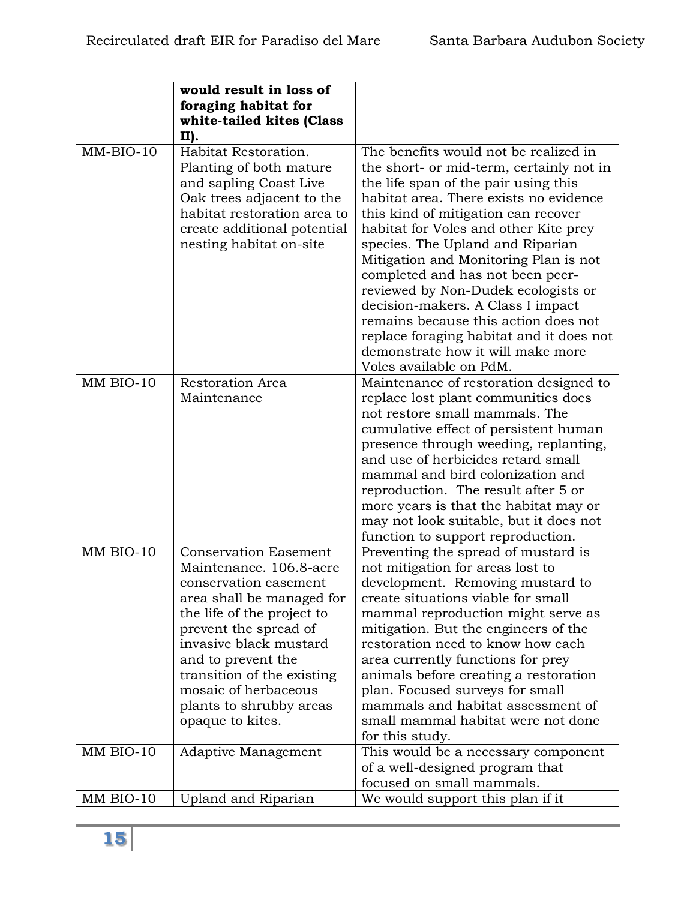| | | |
|---|---|---|
| | **would result in loss of foraging habitat for white-tailed kites (Class II).** | |
| MM-BIO-10 | Habitat Restoration. Planting of both mature and sapling Coast Live Oak trees adjacent to the habitat restoration area to create additional potential nesting habitat on-site | The benefits would not be realized in the short- or mid-term, certainly not in the life span of the pair using this habitat area. There exists no evidence this kind of mitigation can recover habitat for Voles and other Kite prey species. The Upland and Riparian Mitigation and Monitoring Plan is not completed and has not been peer-reviewed by Non-Dudek ecologists or decision-makers. A Class I impact remains because this action does not replace foraging habitat and it does not demonstrate how it will make more Voles available on PdM. |
| MM BIO-10 | Restoration Area Maintenance | Maintenance of restoration designed to replace lost plant communities does not restore small mammals. The cumulative effect of persistent human presence through weeding, replanting, and use of herbicides retard small mammal and bird colonization and reproduction. The result after 5 or more years is that the habitat may or may not look suitable, but it does not function to support reproduction. |
| MM BIO-10 | Conservation Easement Maintenance. 106.8-acre conservation easement area shall be managed for the life of the project to prevent the spread of invasive black mustard and to prevent the transition of the existing mosaic of herbaceous plants to shrubby areas opaque to kites. | Preventing the spread of mustard is not mitigation for areas lost to development. Removing mustard to create situations viable for small mammal reproduction might serve as mitigation. But the engineers of the restoration need to know how each area currently functions for prey animals before creating a restoration plan. Focused surveys for small mammals and habitat assessment of small mammal habitat were not done for this study. |
| MM BIO-10 | Adaptive Management | This would be a necessary component of a well-designed program that focused on small mammals. |
| MM BIO-10 | Upland and Riparian | We would support this plan if it |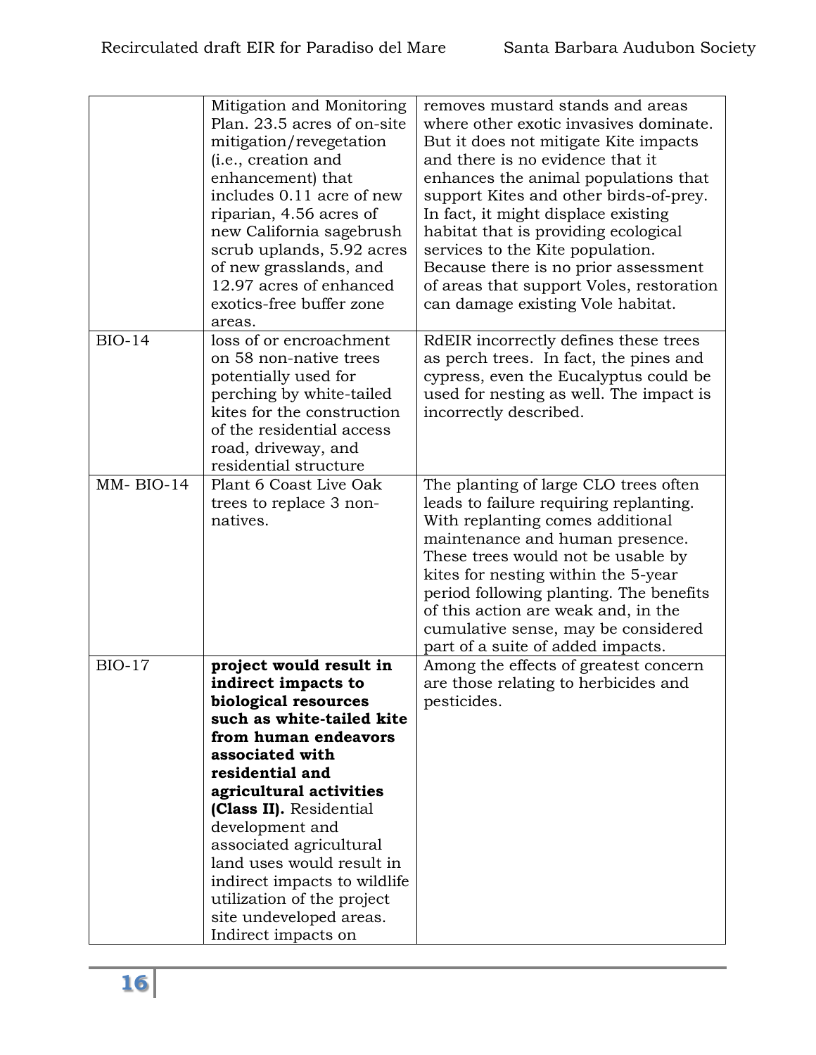| | | |
|---|---|---|
| | Mitigation and Monitoring Plan. 23.5 acres of on-site mitigation/revegetation (i.e., creation and enhancement) that includes 0.11 acre of new riparian, 4.56 acres of new California sagebrush scrub uplands, 5.92 acres of new grasslands, and 12.97 acres of enhanced exotics-free buffer zone areas. | removes mustard stands and areas where other exotic invasives dominate. But it does not mitigate Kite impacts and there is no evidence that it enhances the animal populations that support Kites and other birds-of-prey. In fact, it might displace existing habitat that is providing ecological services to the Kite population. Because there is no prior assessment of areas that support Voles, restoration can damage existing Vole habitat. |
| BIO-14 | loss of or encroachment on 58 non-native trees potentially used for perching by white-tailed kites for the construction of the residential access road, driveway, and residential structure | RdEIR incorrectly defines these trees as perch trees. In fact, the pines and cypress, even the Eucalyptus could be used for nesting as well. The impact is incorrectly described. |
| MM- BIO-14 | Plant 6 Coast Live Oak trees to replace 3 non-natives. | The planting of large CLO trees often leads to failure requiring replanting. With replanting comes additional maintenance and human presence. These trees would not be usable by kites for nesting within the 5-year period following planting. The benefits of this action are weak and, in the cumulative sense, may be considered part of a suite of added impacts. |
| BIO-17 | **project would result in indirect impacts to biological resources such as white-tailed kite from human endeavors associated with residential and agricultural activities (Class II).** Residential development and associated agricultural land uses would result in indirect impacts to wildlife utilization of the project site undeveloped areas. Indirect impacts on | Among the effects of greatest concern are those relating to herbicides and pesticides. |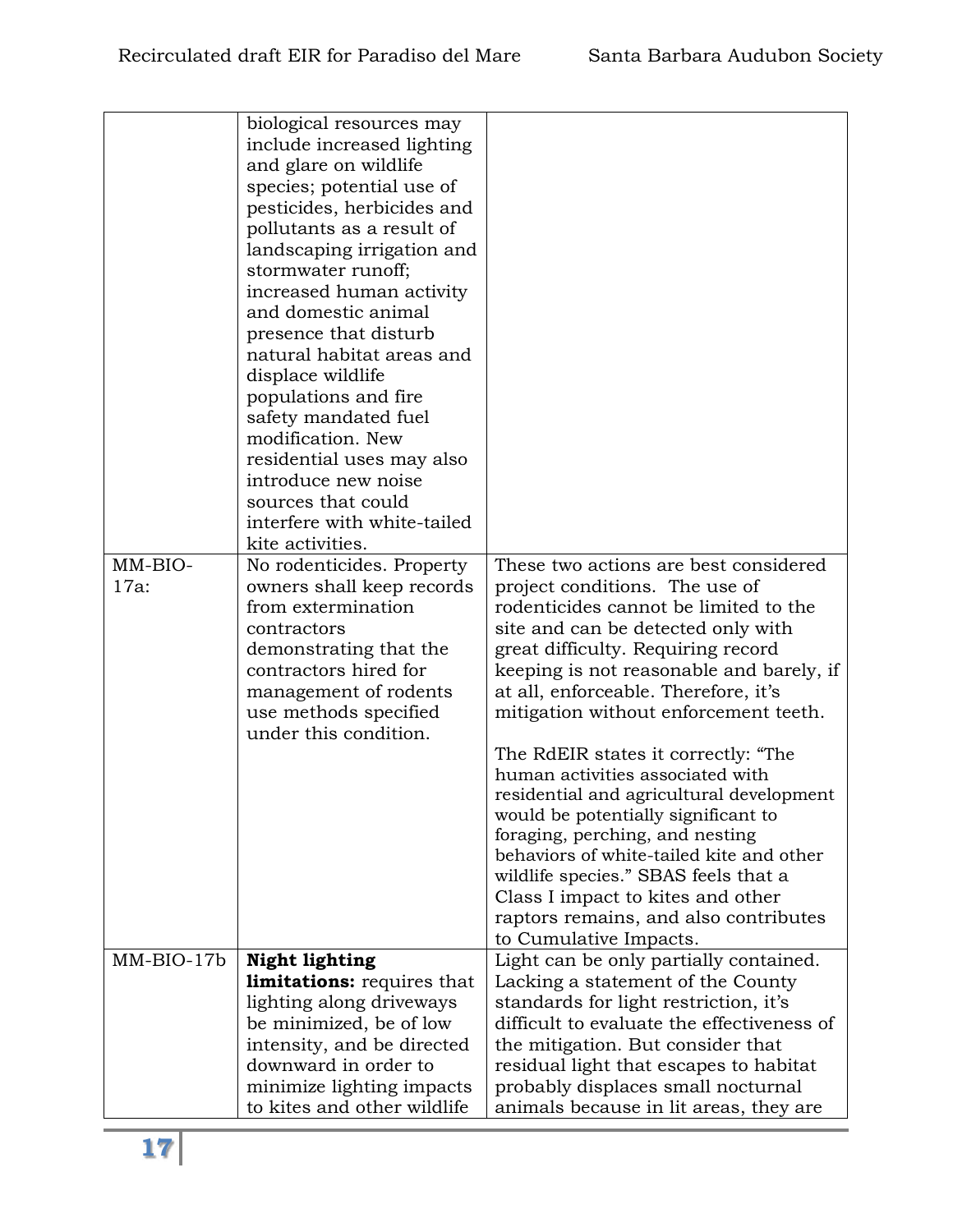| | | |
|---|---|---|
| | biological resources may include increased lighting and glare on wildlife species; potential use of pesticides, herbicides and pollutants as a result of landscaping irrigation and stormwater runoff; increased human activity and domestic animal presence that disturb natural habitat areas and displace wildlife populations and fire safety mandated fuel modification. New residential uses may also introduce new noise sources that could interfere with white-tailed kite activities. | |
| MM-BIO-17a: | No rodenticides. Property owners shall keep records from extermination contractors demonstrating that the contractors hired for management of rodents use methods specified under this condition. | These two actions are best considered project conditions. The use of rodenticides cannot be limited to the site and can be detected only with great difficulty. Requiring record keeping is not reasonable and barely, if at all, enforceable. Therefore, it's mitigation without enforcement teeth.<br><br>The RdEIR states it correctly: "The human activities associated with residential and agricultural development would be potentially significant to foraging, perching, and nesting behaviors of white-tailed kite and other wildlife species." SBAS feels that a Class I impact to kites and other raptors remains, and also contributes to Cumulative Impacts. |
| MM-BIO-17b | **Night lighting limitations:** requires that lighting along driveways be minimized, be of low intensity, and be directed downward in order to minimize lighting impacts to kites and other wildlife | Light can be only partially contained. Lacking a statement of the County standards for light restriction, it's difficult to evaluate the effectiveness of the mitigation. But consider that residual light that escapes to habitat probably displaces small nocturnal animals because in lit areas, they are |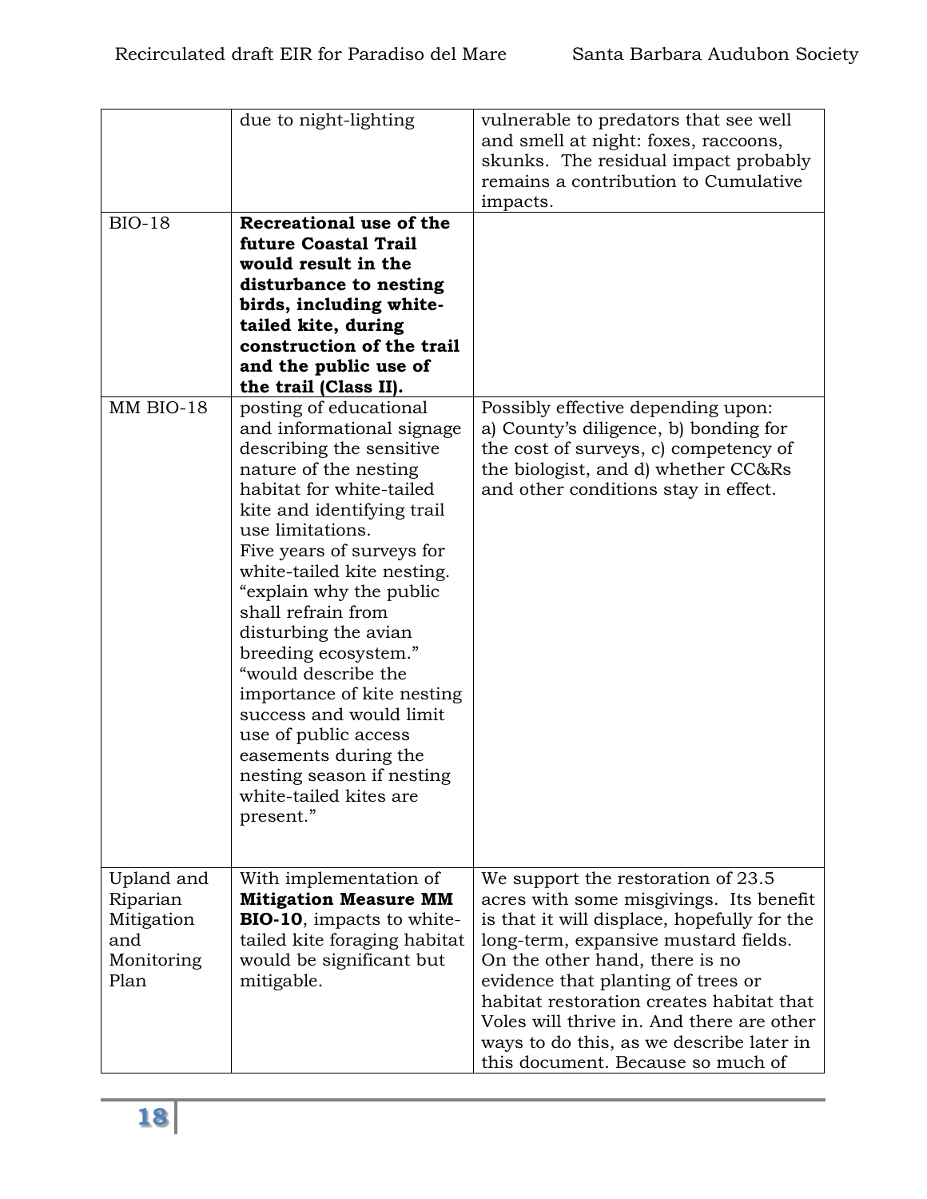| | | |
|---|---|---|
| | due to night-lighting | vulnerable to predators that see well and smell at night: foxes, raccoons, skunks. The residual impact probably remains a contribution to Cumulative impacts. |
| BIO-18 | **Recreational use of the future Coastal Trail would result in the disturbance to nesting birds, including white-tailed kite, during construction of the trail and the public use of the trail (Class II).** | |
| MM BIO-18 | posting of educational and informational signage describing the sensitive nature of the nesting habitat for white-tailed kite and identifying trail use limitations.<br>Five years of surveys for white-tailed kite nesting.<br>"explain why the public shall refrain from disturbing the avian breeding ecosystem."<br>"would describe the importance of kite nesting success and would limit use of public access easements during the nesting season if nesting white-tailed kites are present." | Possibly effective depending upon:<br>a) County's diligence, b) bonding for the cost of surveys, c) competency of the biologist, and d) whether CC&Rs and other conditions stay in effect. |
| Upland and Riparian Mitigation and Monitoring Plan | With implementation of **Mitigation Measure MM BIO-10**, impacts to white-tailed kite foraging habitat would be significant but mitigable. | We support the restoration of 23.5 acres with some misgivings. Its benefit is that it will displace, hopefully for the long-term, expansive mustard fields. On the other hand, there is no evidence that planting of trees or habitat restoration creates habitat that Voles will thrive in. And there are other ways to do this, as we describe later in this document. Because so much of |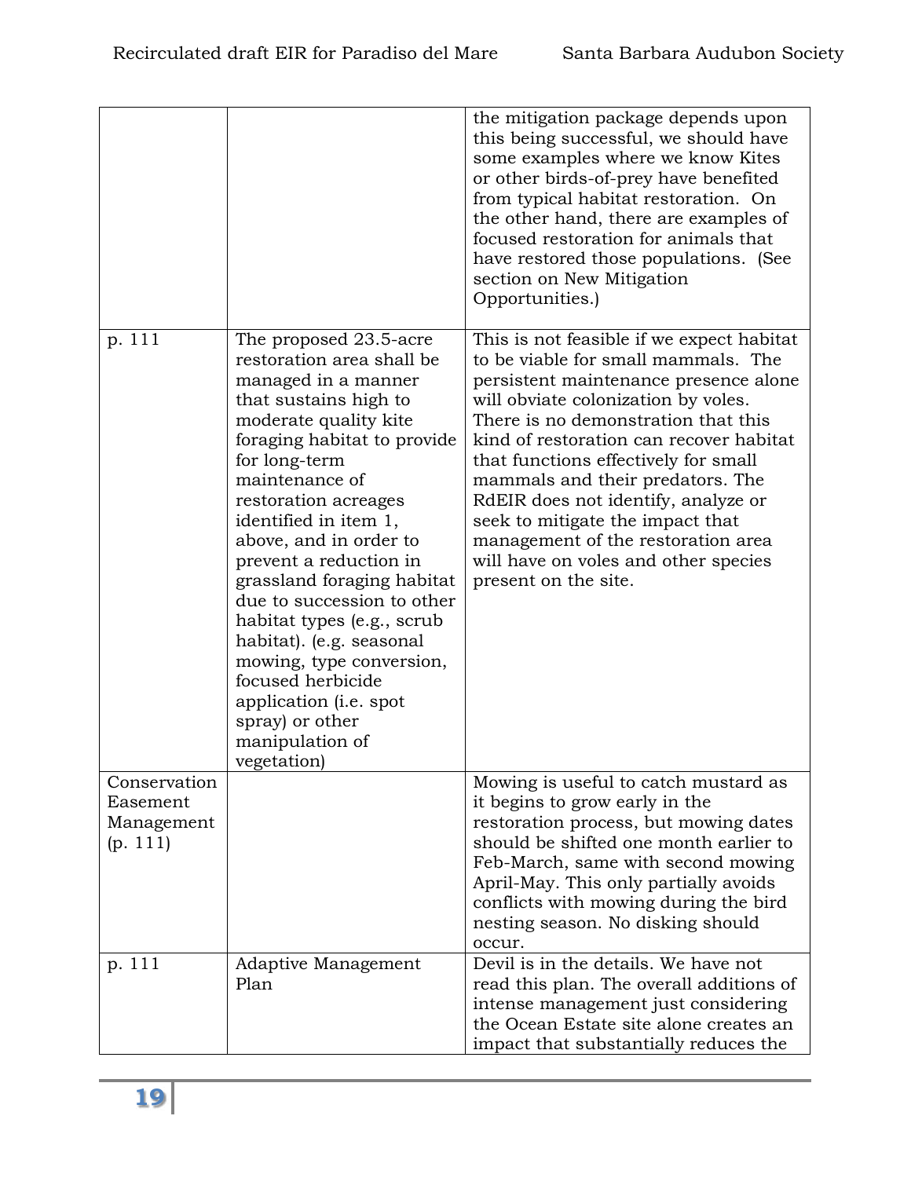| | | |
|---|---|---|
| | | the mitigation package depends upon this being successful, we should have some examples where we know Kites or other birds-of-prey have benefited from typical habitat restoration. On the other hand, there are examples of focused restoration for animals that have restored those populations. (See section on New Mitigation Opportunities.) |
| p. 111 | The proposed 23.5-acre restoration area shall be managed in a manner that sustains high to moderate quality kite foraging habitat to provide for long-term maintenance of restoration acreages identified in item 1, above, and in order to prevent a reduction in grassland foraging habitat due to succession to other habitat types (e.g., scrub habitat). (e.g. seasonal mowing, type conversion, focused herbicide application (i.e. spot spray) or other manipulation of vegetation) | This is not feasible if we expect habitat to be viable for small mammals. The persistent maintenance presence alone will obviate colonization by voles. There is no demonstration that this kind of restoration can recover habitat that functions effectively for small mammals and their predators. The RdEIR does not identify, analyze or seek to mitigate the impact that management of the restoration area will have on voles and other species present on the site. |
| Conservation Easement Management (p. 111) | | Mowing is useful to catch mustard as it begins to grow early in the restoration process, but mowing dates should be shifted one month earlier to Feb-March, same with second mowing April-May. This only partially avoids conflicts with mowing during the bird nesting season. No disking should occur. |
| p. 111 | Adaptive Management Plan | Devil is in the details. We have not read this plan. The overall additions of intense management just considering the Ocean Estate site alone creates an impact that substantially reduces the |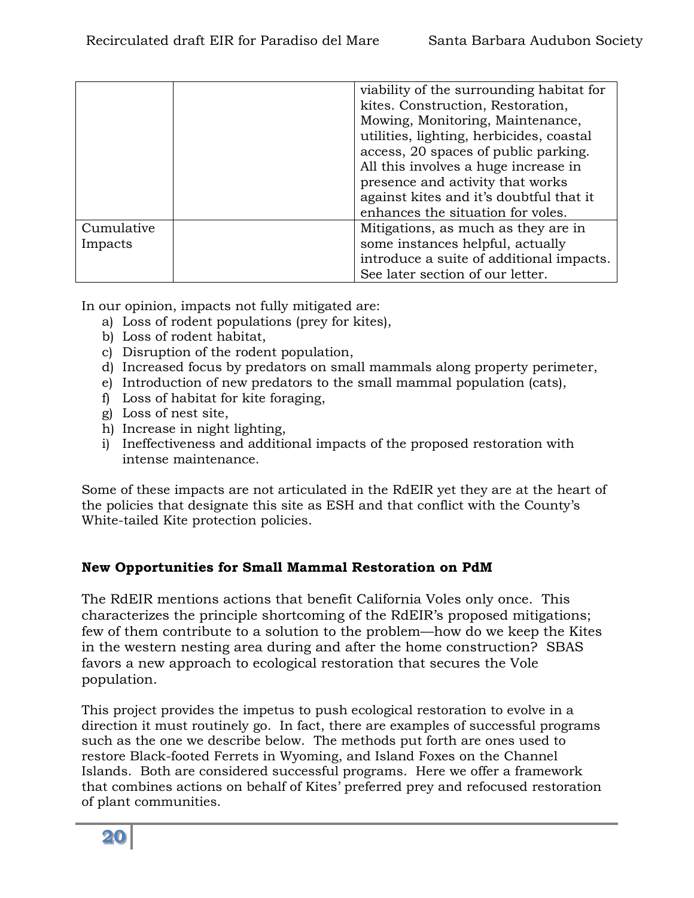| | | |
|---|---|---|
| | | viability of the surrounding habitat for kites. Construction, Restoration, Mowing, Monitoring, Maintenance, utilities, lighting, herbicides, coastal access, 20 spaces of public parking. All this involves a huge increase in presence and activity that works against kites and it's doubtful that it enhances the situation for voles. |
| Cumulative Impacts | | Mitigations, as much as they are in some instances helpful, actually introduce a suite of additional impacts. See later section of our letter. |

In our opinion, impacts not fully mitigated are:

a) Loss of rodent populations (prey for kites),
b) Loss of rodent habitat,
c) Disruption of the rodent population,
d) Increased focus by predators on small mammals along property perimeter,
e) Introduction of new predators to the small mammal population (cats),
f) Loss of habitat for kite foraging,
g) Loss of nest site,
h) Increase in night lighting,
i) Ineffectiveness and additional impacts of the proposed restoration with intense maintenance.

Some of these impacts are not articulated in the RdEIR yet they are at the heart of the policies that designate this site as ESH and that conflict with the County's White-tailed Kite protection policies.

**New Opportunities for Small Mammal Restoration on PdM**

The RdEIR mentions actions that benefit California Voles only once. This characterizes the principle shortcoming of the RdEIR's proposed mitigations; few of them contribute to a solution to the problem—how do we keep the Kites in the western nesting area during and after the home construction? SBAS favors a new approach to ecological restoration that secures the Vole population.

This project provides the impetus to push ecological restoration to evolve in a direction it must routinely go. In fact, there are examples of successful programs such as the one we describe below. The methods put forth are ones used to restore Black-footed Ferrets in Wyoming, and Island Foxes on the Channel Islands. Both are considered successful programs. Here we offer a framework that combines actions on behalf of Kites' preferred prey and refocused restoration of plant communities.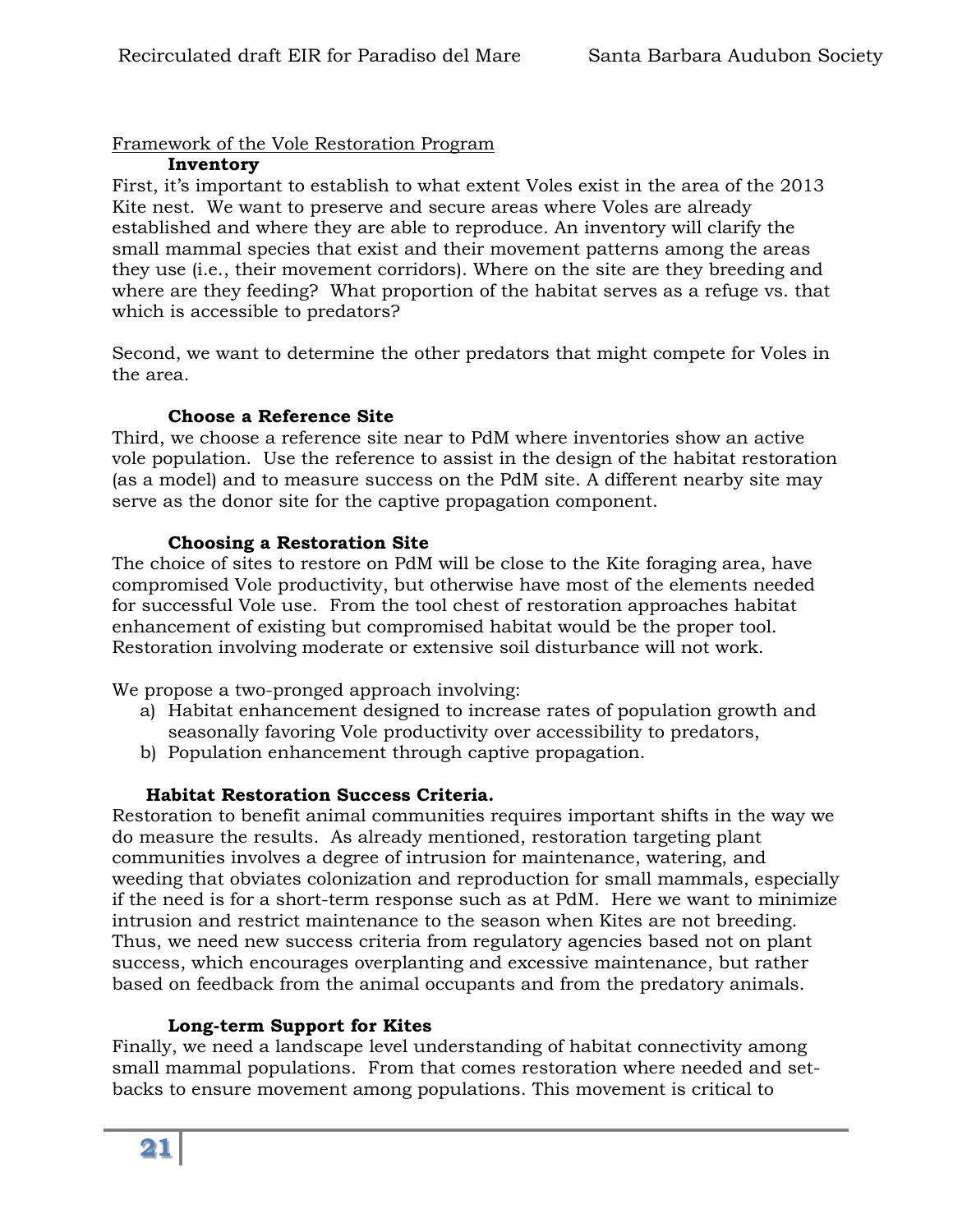Framework of the Vole Restoration Program

**Inventory**

First, it's important to establish to what extent Voles exist in the area of the 2013 Kite nest. We want to preserve and secure areas where Voles are already established and where they are able to reproduce. An inventory will clarify the small mammal species that exist and their movement patterns among the areas they use (i.e., their movement corridors). Where on the site are they breeding and where are they feeding? What proportion of the habitat serves as a refuge vs. that which is accessible to predators?

Second, we want to determine the other predators that might compete for Voles in the area.

**Choose a Reference Site**

Third, we choose a reference site near to PdM where inventories show an active vole population. Use the reference to assist in the design of the habitat restoration (as a model) and to measure success on the PdM site. A different nearby site may serve as the donor site for the captive propagation component.

**Choosing a Restoration Site**

The choice of sites to restore on PdM will be close to the Kite foraging area, have compromised Vole productivity, but otherwise have most of the elements needed for successful Vole use. From the tool chest of restoration approaches habitat enhancement of existing but compromised habitat would be the proper tool. Restoration involving moderate or extensive soil disturbance will not work.

We propose a two-pronged approach involving:

a) Habitat enhancement designed to increase rates of population growth and seasonally favoring Vole productivity over accessibility to predators,
b) Population enhancement through captive propagation.

**Habitat Restoration Success Criteria.**

Restoration to benefit animal communities requires important shifts in the way we do measure the results. As already mentioned, restoration targeting plant communities involves a degree of intrusion for maintenance, watering, and weeding that obviates colonization and reproduction for small mammals, especially if the need is for a short-term response such as at PdM. Here we want to minimize intrusion and restrict maintenance to the season when Kites are not breeding. Thus, we need new success criteria from regulatory agencies based not on plant success, which encourages overplanting and excessive maintenance, but rather based on feedback from the animal occupants and from the predatory animals.

**Long-term Support for Kites**

Finally, we need a landscape level understanding of habitat connectivity among small mammal populations. From that comes restoration where needed and set-backs to ensure movement among populations. This movement is critical to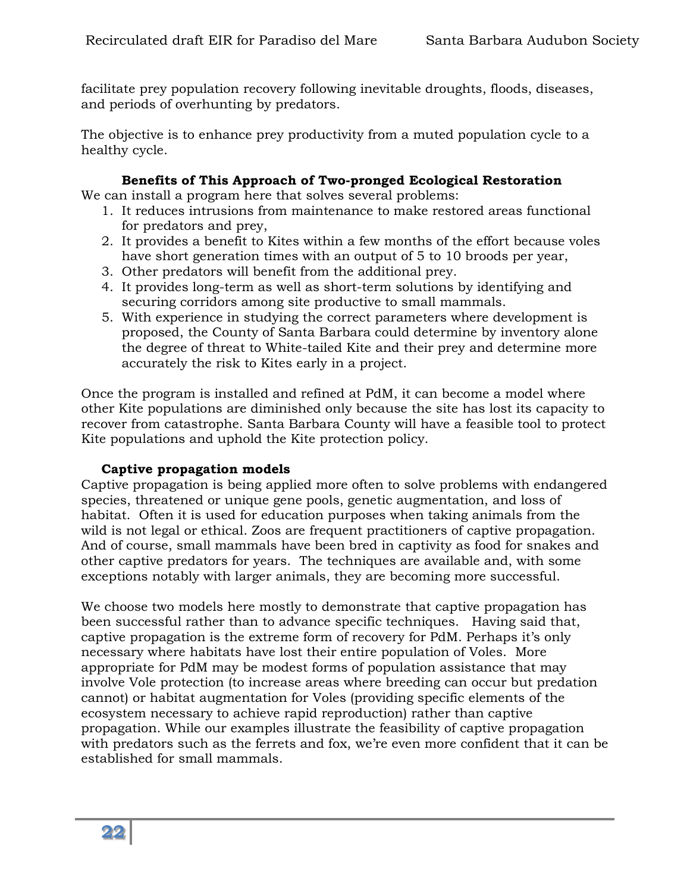facilitate prey population recovery following inevitable droughts, floods, diseases, and periods of overhunting by predators.

The objective is to enhance prey productivity from a muted population cycle to a healthy cycle.

### Benefits of This Approach of Two-pronged Ecological Restoration

We can install a program here that solves several problems:

1. It reduces intrusions from maintenance to make restored areas functional for predators and prey,
2. It provides a benefit to Kites within a few months of the effort because voles have short generation times with an output of 5 to 10 broods per year,
3. Other predators will benefit from the additional prey.
4. It provides long-term as well as short-term solutions by identifying and securing corridors among site productive to small mammals.
5. With experience in studying the correct parameters where development is proposed, the County of Santa Barbara could determine by inventory alone the degree of threat to White-tailed Kite and their prey and determine more accurately the risk to Kites early in a project.

Once the program is installed and refined at PdM, it can become a model where other Kite populations are diminished only because the site has lost its capacity to recover from catastrophe. Santa Barbara County will have a feasible tool to protect Kite populations and uphold the Kite protection policy.

### Captive propagation models

Captive propagation is being applied more often to solve problems with endangered species, threatened or unique gene pools, genetic augmentation, and loss of habitat. Often it is used for education purposes when taking animals from the wild is not legal or ethical. Zoos are frequent practitioners of captive propagation. And of course, small mammals have been bred in captivity as food for snakes and other captive predators for years. The techniques are available and, with some exceptions notably with larger animals, they are becoming more successful.

We choose two models here mostly to demonstrate that captive propagation has been successful rather than to advance specific techniques. Having said that, captive propagation is the extreme form of recovery for PdM. Perhaps it's only necessary where habitats have lost their entire population of Voles. More appropriate for PdM may be modest forms of population assistance that may involve Vole protection (to increase areas where breeding can occur but predation cannot) or habitat augmentation for Voles (providing specific elements of the ecosystem necessary to achieve rapid reproduction) rather than captive propagation. While our examples illustrate the feasibility of captive propagation with predators such as the ferrets and fox, we're even more confident that it can be established for small mammals.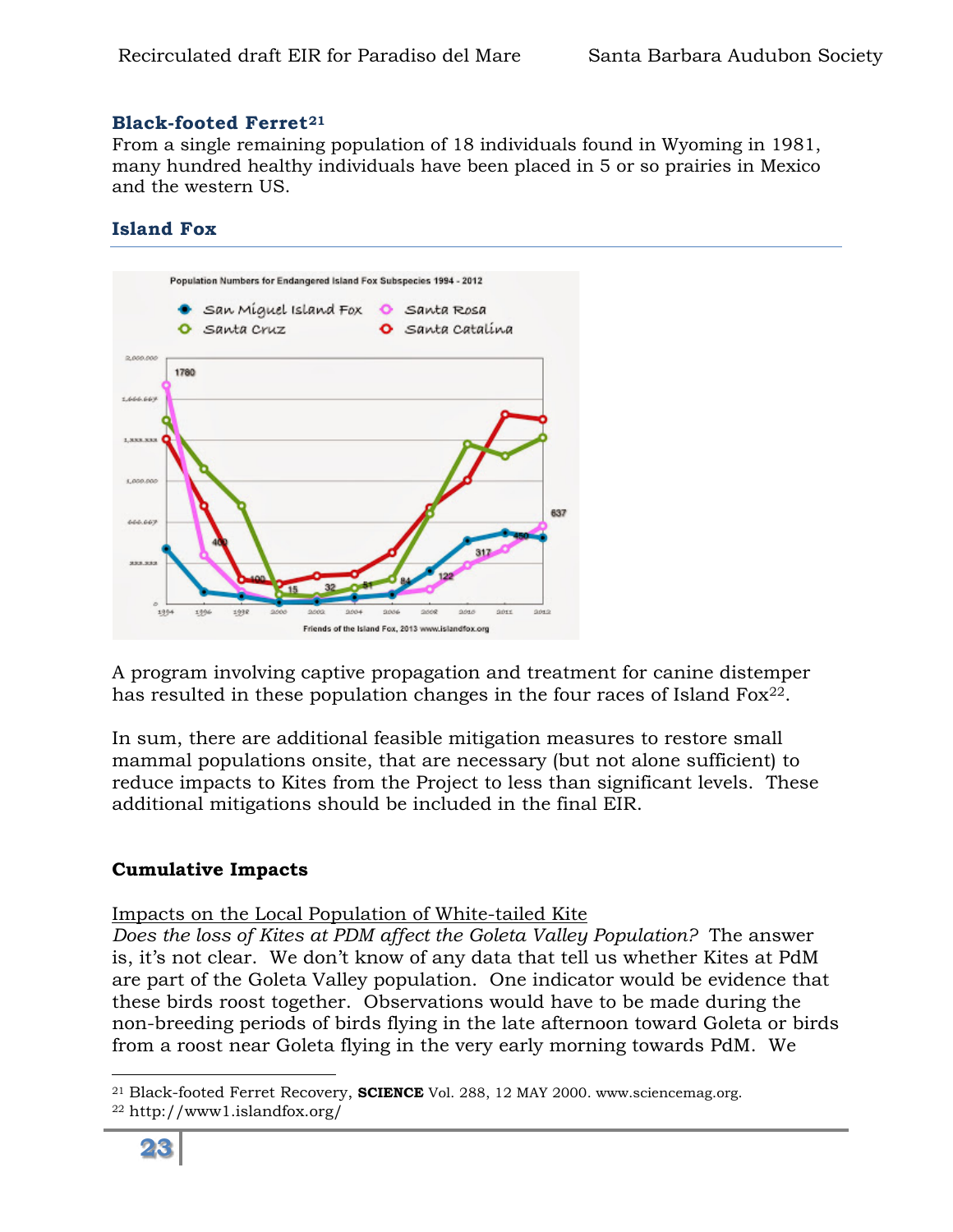**Black-footed Ferret**[21]

From a single remaining population of 18 individuals found in Wyoming in 1981, many hundred healthy individuals have been placed in 5 or so prairies in Mexico and the western US.

### Island Fox

A program involving captive propagation and treatment for canine distemper has resulted in these population changes in the four races of Island Fox[22].

In sum, there are additional feasible mitigation measures to restore small mammal populations onsite, that are necessary (but not alone sufficient) to reduce impacts to Kites from the Project to less than significant levels. These additional mitigations should be included in the final EIR.

### Cumulative Impacts

Impacts on the Local Population of White-tailed Kite

*Does the loss of Kites at PDM affect the Goleta Valley Population?* The answer is, it's not clear. We don't know of any data that tell us whether Kites at PdM are part of the Goleta Valley population. One indicator would be evidence that these birds roost together. Observations would have to be made during the non-breeding periods of birds flying in the late afternoon toward Goleta or birds from a roost near Goleta flying in the very early morning towards PdM. We

---

[21] Black-footed Ferret Recovery, **SCIENCE** Vol. 288, 12 MAY 2000. www.sciencemag.org.

[22] http://www1.islandfox.org/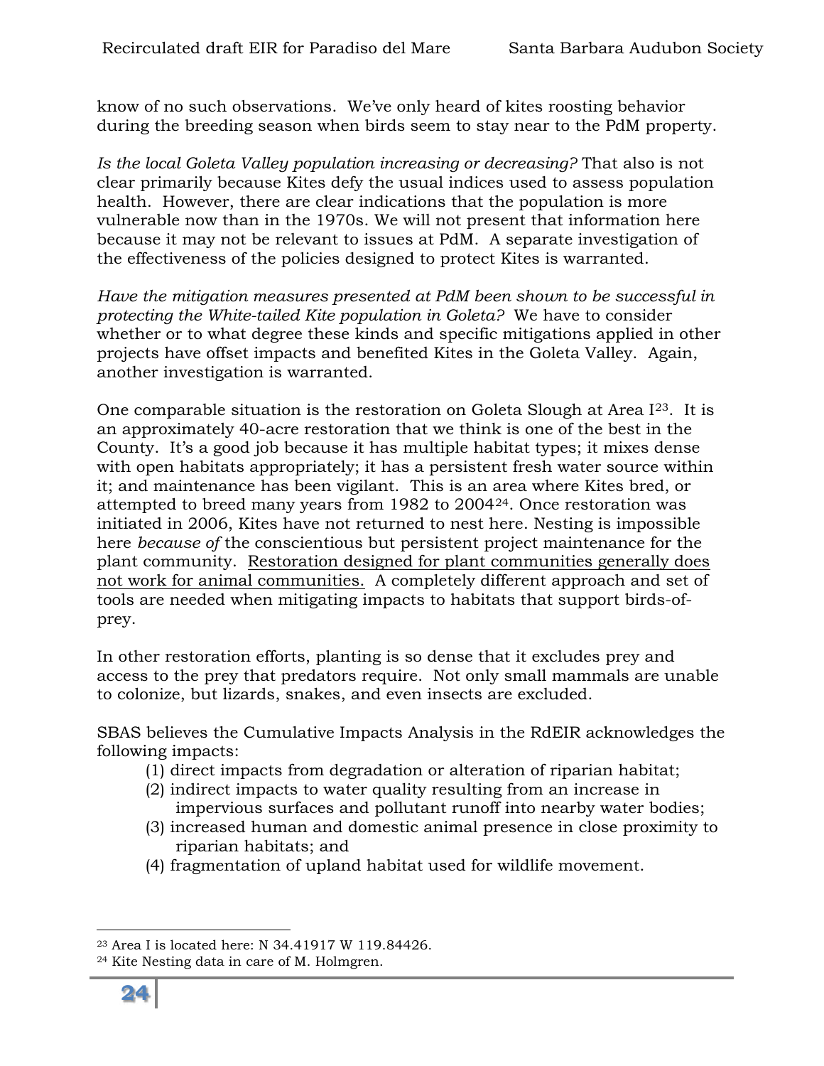know of no such observations. We've only heard of kites roosting behavior during the breeding season when birds seem to stay near to the PdM property.

*Is the local Goleta Valley population increasing or decreasing?* That also is not clear primarily because Kites defy the usual indices used to assess population health. However, there are clear indications that the population is more vulnerable now than in the 1970s. We will not present that information here because it may not be relevant to issues at PdM. A separate investigation of the effectiveness of the policies designed to protect Kites is warranted.

*Have the mitigation measures presented at PdM been shown to be successful in protecting the White-tailed Kite population in Goleta?* We have to consider whether or to what degree these kinds and specific mitigations applied in other projects have offset impacts and benefited Kites in the Goleta Valley. Again, another investigation is warranted.

One comparable situation is the restoration on Goleta Slough at Area I[23]. It is an approximately 40-acre restoration that we think is one of the best in the County. It's a good job because it has multiple habitat types; it mixes dense with open habitats appropriately; it has a persistent fresh water source within it; and maintenance has been vigilant. This is an area where Kites bred, or attempted to breed many years from 1982 to 2004[24]. Once restoration was initiated in 2006, Kites have not returned to nest here. Nesting is impossible here *because of* the conscientious but persistent project maintenance for the plant community. <u>Restoration designed for plant communities generally does not work for animal communities.</u> A completely different approach and set of tools are needed when mitigating impacts to habitats that support birds-of-prey.

In other restoration efforts, planting is so dense that it excludes prey and access to the prey that predators require. Not only small mammals are unable to colonize, but lizards, snakes, and even insects are excluded.

SBAS believes the Cumulative Impacts Analysis in the RdEIR acknowledges the following impacts:

(1) direct impacts from degradation or alteration of riparian habitat;
(2) indirect impacts to water quality resulting from an increase in impervious surfaces and pollutant runoff into nearby water bodies;
(3) increased human and domestic animal presence in close proximity to riparian habitats; and
(4) fragmentation of upland habitat used for wildlife movement.

---

[23] Area I is located here: N 34.41917 W 119.84426.

[24] Kite Nesting data in care of M. Holmgren.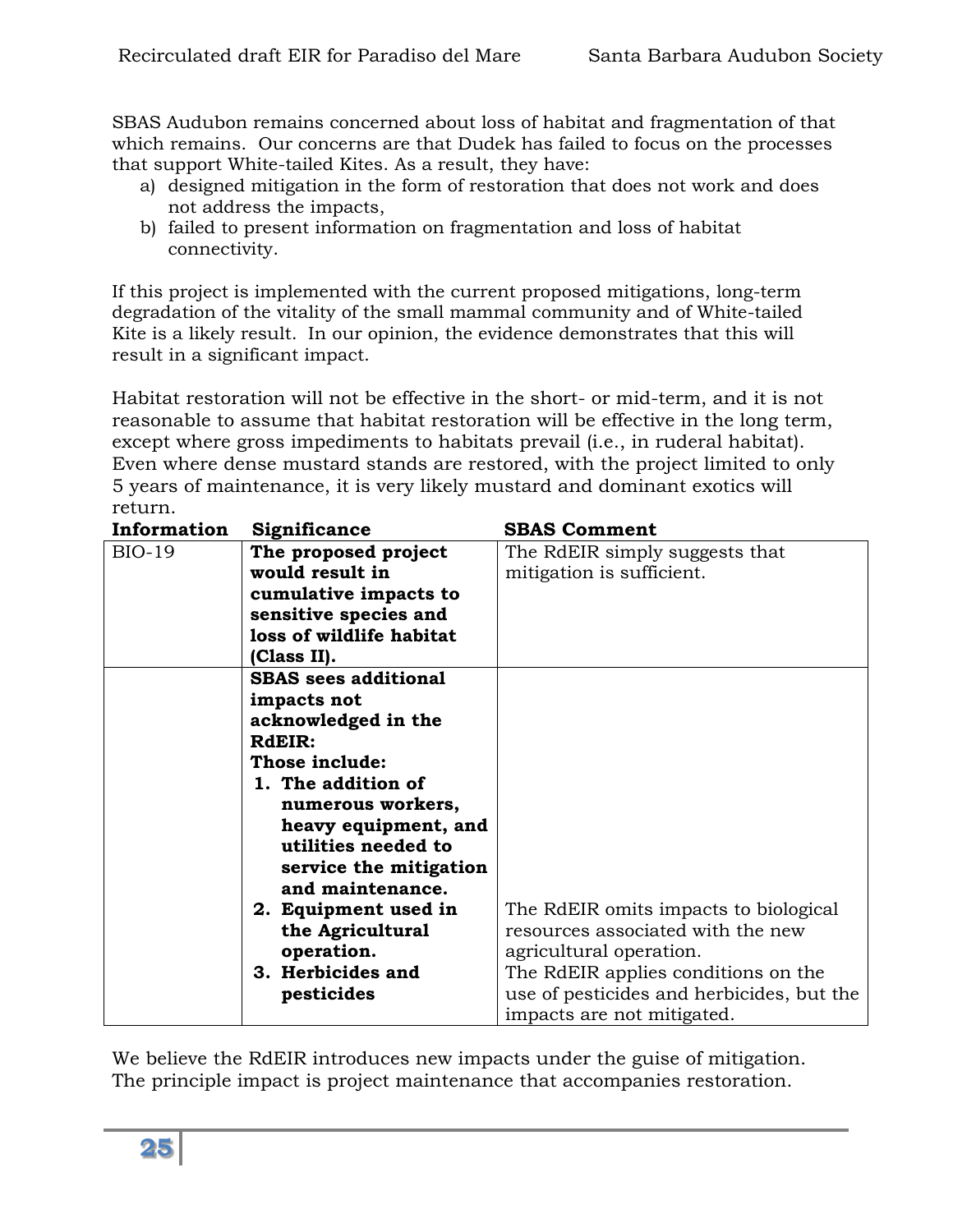SBAS Audubon remains concerned about loss of habitat and fragmentation of that which remains. Our concerns are that Dudek has failed to focus on the processes that support White-tailed Kites. As a result, they have:

a) designed mitigation in the form of restoration that does not work and does not address the impacts,
b) failed to present information on fragmentation and loss of habitat connectivity.

If this project is implemented with the current proposed mitigations, long-term degradation of the vitality of the small mammal community and of White-tailed Kite is a likely result. In our opinion, the evidence demonstrates that this will result in a significant impact.

Habitat restoration will not be effective in the short- or mid-term, and it is not reasonable to assume that habitat restoration will be effective in the long term, except where gross impediments to habitats prevail (i.e., in ruderal habitat). Even where dense mustard stands are restored, with the project limited to only 5 years of maintenance, it is very likely mustard and dominant exotics will return.

| Information | Significance | SBAS Comment |
|---|---|---|
| BIO-19 | **The proposed project would result in cumulative impacts to sensitive species and loss of wildlife habitat (Class II).** | The RdEIR simply suggests that mitigation is sufficient. |
| | **SBAS sees additional impacts not acknowledged in the RdEIR:**<br>**Those include:**<br>**1. The addition of numerous workers, heavy equipment, and utilities needed to service the mitigation and maintenance.**<br>**2. Equipment used in the Agricultural operation.**<br>**3. Herbicides and pesticides** | The RdEIR omits impacts to biological resources associated with the new agricultural operation.<br>The RdEIR applies conditions on the use of pesticides and herbicides, but the impacts are not mitigated. |

We believe the RdEIR introduces new impacts under the guise of mitigation. The principle impact is project maintenance that accompanies restoration.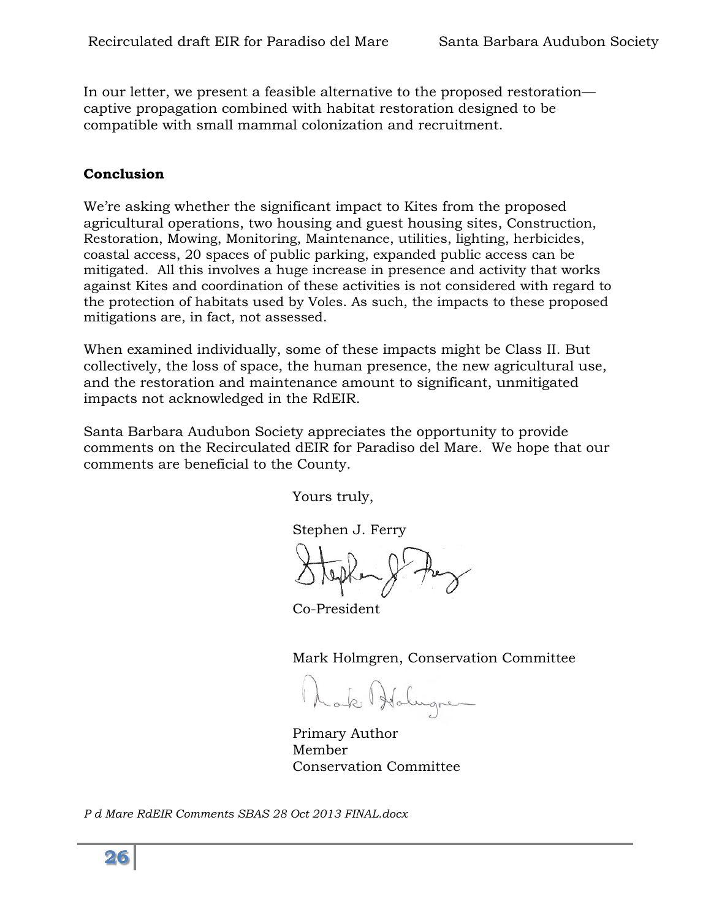In our letter, we present a feasible alternative to the proposed restoration—captive propagation combined with habitat restoration designed to be compatible with small mammal colonization and recruitment.

**Conclusion**

We're asking whether the significant impact to Kites from the proposed agricultural operations, two housing and guest housing sites, Construction, Restoration, Mowing, Monitoring, Maintenance, utilities, lighting, herbicides, coastal access, 20 spaces of public parking, expanded public access can be mitigated. All this involves a huge increase in presence and activity that works against Kites and coordination of these activities is not considered with regard to the protection of habitats used by Voles. As such, the impacts to these proposed mitigations are, in fact, not assessed.

When examined individually, some of these impacts might be Class II. But collectively, the loss of space, the human presence, the new agricultural use, and the restoration and maintenance amount to significant, unmitigated impacts not acknowledged in the RdEIR.

Santa Barbara Audubon Society appreciates the opportunity to provide comments on the Recirculated dEIR for Paradiso del Mare. We hope that our comments are beneficial to the County.

Yours truly,

Stephen J. Ferry

Co-President

Mark Holmgren, Conservation Committee

Primary Author
Member
Conservation Committee

*P d Mare RdEIR Comments SBAS 28 Oct 2013 FINAL.docx*